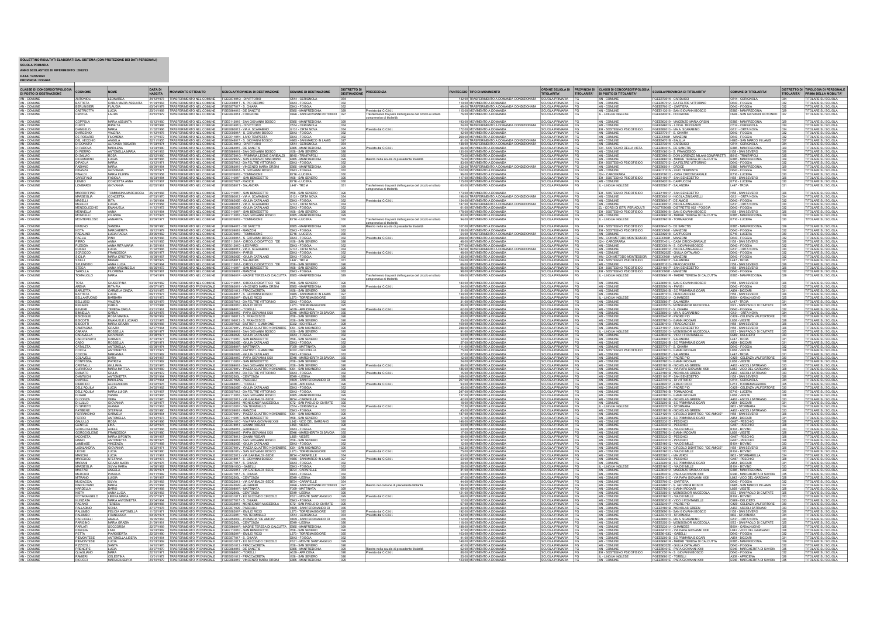**BOLLETTINO RISULTATI ELABORATI DAL SISTEMA (CON PROTEZIONE DEI DATI PERSONALI)**

**SCUOLA PRIMARIA**

**ANNO SCOLASTICO DI RIFERIMENTO : 2022/23**

**DATA: 17/05/2022**

**PROVINCIA: FOGGIA**

| CLASSE DI CONCORSO/TIPOLOGIA DI POSTO DI DESTINAZIONE | COGNOME | NOME | DATA DI NASCITA | MOVIMENTO OTTENUTO | SCUOLA/PROVINCIA DI DESTINAZIONE | COMUNE DI DESTINAZIONE | DISTRETTO DI DESTINAZIONE | PRECEDENZA | PUNTEGGIO | TIPO DI MOVIMENTO | ORDINE SCUOLA DI TITOLARITA' | PROVINCIA DI TITOLARITA' | CLASSI DI CONCORSO/TIPOLOGIA DI POSTO DI TITOLARITA' | SCUOLA/PROVINCIA DI TITOLARITA' | COMUNE DI TITOLARITA' | DISTRETTO DI TITOLARITA' | TIPOLOGIA DI PERSONALE PRIMA DELLA MOBILITA' |
|---|---|---|---|---|---|---|---|---|---|---|---|---|---|---|---|---|---|
| AN - COMUNE | ANTONIOLI | LEONARDA | 24/12/1973 | TRASFERIMENTO NEL COMUNE | FGEE07401Q - DI VITTORIO | C514 - CERIGNOLA | 034 | | 142,00 | TRASFERIMENTO A DOMANDA CONDIZIONATA | SCUOLA PRIMARIA | FG | AN - COMUNE | FGEE07301X - CARDUCCI | C514 - CERIGNOLA | 034 | TITOLARE SU SCUOLA |
| AN - COMUNE | BATTISTA | CARLA MARIA ASSUNTA | 11/04/1963 | TRASFERIMENTO NEL COMUNE | FGEE00601T - S. PIO DECIMO | D643 - FOGGIA | 032 | | 119,00 | MOVIMENTO A DOMANDA | SCUOLA PRIMARIA | FG | AN - COMUNE | FGEE07012 - DA FELTRE VITTORINO | D643 - FOGGIA | 032 | TITOLARE SU SCUOLA |
| AN - COMUNE | BERLINGIERI | CLAUDIA | 05/04/1978 | TRASFERIMENTO NEL COMUNE | FGEE07701T - S. CHIARA | D643 - FOGGIA | 032 | | 46,00 | TRASFERIMENTO A DOMANDA CONDIZIONATA | SCUOLA PRIMARIA | FG | AN - COMUNE | FGEE07501C - CARTIERA | D643 - FOGGIA | 032 | TITOLARE SU SCUOLA |
| AN - COMUNE | CASTRIOTTA | LUCIA | 25/01/1969 | TRASFERIMENTO NEL COMUNE | FGEE06401S - DE SANCTIS | E885 - MANFREDONIA | 029 | Prevista dal C.C.N.I. | 115,00 | MOVIMENTO A DOMANDA | SCUOLA PRIMARIA | FG | AN - COMUNE | FGEE113016 - SAN GIOVANNI BOSCO | E885 - MANFREDONIA | 029 | TITOLARE SU SCUOLA |
| AN - COMUNE | CENTRA | LAURA | 20/10/1979 | TRASFERIMENTO NEL COMUNE | FGEE043014 - FORGIONE | H926 - SAN GIOVANNI ROTONDO | 027 | Trasferimento tra posti dell'organico del circolo o istituto comprensivo di titolarità | 76,00 | MOVIMENTO A DOMANDA | SCUOLA PRIMARIA | FG | IL - LINGUA INGLESE | FGEE043014 - FORGIONE | H926 - SAN GIOVANNI ROTONDO | 027 | TITOLARE SU SCUOLA |
| AN - COMUNE | COPPOLA | MARIA ASSUNTA | 15/12/1960 | TRASFERIMENTO NEL COMUNE | FGEE113016 - SAN GIOVANNI BOSCO | E885 - MANFREDONIA | 029 | | 193,00 | MOVIMENTO A DOMANDA | SCUOLA PRIMARIA | FG | AN - COMUNE | FGEE063019 - VINCENZO MARIA ORSINI | E885 - MANFREDONIA | 029 | TITOLARE SU SCUOLA |
| AN - COMUNE | CURCI | RIPALTA | 13/08/1986 | TRASFERIMENTO NEL COMUNE | FGEE07401Q - DI VITTORIO | C514 - CERIGNOLA | 034 | | 24,00 | TRASFERIMENTO A DOMANDA CONDIZIONATA | SCUOLA PRIMARIA | FG | AN - COMUNE | FGEE04601G - LOCAL TRESSANTI | C514 - CERIGNOLA | 034 | TITOLARE SU SCUOLA |
| AN - COMUNE | D'ANGELO | MARIA | 11/02/1966 | TRASFERIMENTO NEL COMUNE | FGEE080013 - VIA A. SCARABINO | G131 - ORTA NOVA | 034 | Prevista dal C.C.N.I. | 172,00 | MOVIMENTO A DOMANDA | SCUOLA PRIMARIA | FG | EH - SOSTEGNO PSICOFISICO | FGEE080013 - VIA A. SCARABINO | G131 - ORTA NOVA | 034 | TITOLARE SU SCUOLA |
| AN - COMUNE | D'ARSENIO | VALERIA | 11/12/1976 | TRASFERIMENTO NEL COMUNE | FGEE00501A - S. GIOVANNI BOSCO | D643 - FOGGIA | 032 | | 42,00 | MOVIMENTO A DOMANDA | SCUOLA PRIMARIA | FG | AN - COMUNE | FGEE07701T - S. CHIARA | D643 - FOGGIA | 032 | TITOLARE SU SCUOLA |
| AN - COMUNE | DE ROSARIO | FILOMENA | 11/07/1972 | TRASFERIMENTO NEL COMUNE | FGEE01101N - LIVIO TEMPESTA | D643 - FOGGIA | 032 | | 288,00 | MOVIMENTO A DOMANDA | SCUOLA PRIMARIA | FG | AN - COMUNE | FGEE09001 - MANZONI | D643 - FOGGIA | 032 | TITOLARE SU SCUOLA |
| AN - COMUNE | DEL VECCHIO | ANGELA | 22/11/1955 | TRASFERIMENTO NEL COMUNE | FGEE04801T - S. GIOVANNI BOSCO | H985 - SAN MARCO IN LAMIS | 027 | | 61,00 | TRASFERIMENTO A DOMANDA CONDIZIONATA | SCUOLA PRIMARIA | FG | AN - COMUNE | FGEE07018 - BALILLA | H985 - SAN MARCO IN LAMIS | 027 | TITOLARE SU SCUOLA |
| AN - COMUNE | DI DONATO | ALFONSA ROSARIA | 11/03/1974 | TRASFERIMENTO NEL COMUNE | FGEE07401Q - DI VITTORIO | C514 - CERIGNOLA | 034 | | 130,00 | TRASFERIMENTO A DOMANDA CONDIZIONATA | SCUOLA PRIMARIA | FG | AN - COMUNE | FGEE07301X - CARDUCCI | C514 - CERIGNOLA | 034 | TITOLARE SU SCUOLA |
| AN - COMUNE | DI PADOVA | MARILENA | 13/03/1980 | TRASFERIMENTO NEL COMUNE | FGEE06401S - DE SANCTIS | E885 - MANFREDONIA | 029 | Prevista dal C.C.N.I. | 66,00 | MOVIMENTO A DOMANDA | SCUOLA PRIMARIA | FG | CH - SOSTEGNO DELLA VISTA | FGEE06401S - DE SANCTIS | E885 - MANFREDONIA | 029 | TITOLARE SU SCUOLA |
| AN - COMUNE | DI PIERRO | ANTONELLA MARIA | 10/04/1962 | TRASFERIMENTO NEL COMUNE | FGEE08001B - SAN GIOVANNI BOSCO | I158 - SAN SEVERO | 026 | | 120,00 | MOVIMENTO A DOMANDA | SCUOLA PRIMARIA | FG | AN - COMUNE | FGEE10801S - S. FRANCESCO | I158 - SAN SEVERO | 026 | TITOLARE SU SCUOLA |
| AN - COMUNE | DI SANZIO | ROSA | 05/10/1969 | TRASFERIMENTO NEL COMUNE | FGEE07601G - PRIMARIA E. GARIBALDI | B915 - TRINITAPOLI | 035 | | 73,00 | MOVIMENTO A DOMANDA | SCUOLA PRIMARIA | FG | AN - COMUNE | FGEE09010 - DON LORENZO MILANI COMPARETTI | B915 - TRINITAPOLI | 035 | TITOLARE SU SCUOLA |
| AN - COMUNE | DICEMBRINO | LUIGIA | 04/08/1965 | TRASFERIMENTO NEL COMUNE | FGEE02601 - SAN LORENZO MAIORANO | E885 - MANFREDONIA | 029 | Rientro nella scuola di precedente titolarità | 76,00 | MOVIMENTO A DOMANDA | SCUOLA PRIMARIA | FG | AN - COMUNE | FGEE06601 - MADRE TERESA DI CALCUTTA | E885 - MANFREDONIA | 029 | TITOLARE SU SCUOLA |
| AN - COMUNE | DIPAOLA | MARIA | 13/12/1971 | TRASFERIMENTO NEL COMUNE | FGEE057012 - DA FELTRE VITTORINO | D643 - FOGGIA | 032 | | 83,00 | MOVIMENTO A DOMANDA | SCUOLA PRIMARIA | FG | EH - SOSTEGNO PSICOFISICO | FGEE07012 - DA FELTRE VITTORINO | D643 - FOGGIA | 032 | TITOLARE SU SCUOLA |
| AN - COMUNE | FABIANO | MARIA | 08/09/1964 | TRASFERIMENTO NEL COMUNE | FGEE063019 - VINCENZO MARIA ORSINI | E885 - MANFREDONIA | 029 | | 122,00 | TRASFERIMENTO A DOMANDA CONDIZIONATA | SCUOLA PRIMARIA | FG | AN - COMUNE | FGEE06011 - CROCE | E885 - MANFREDONIA | 029 | TITOLARE SU SCUOLA |
| AN - COMUNE | FIDANZA | GIOVANNA | 15/02/1971 | TRASFERIMENTO NEL COMUNE | FGEE00501A - S. GIOVANNI BOSCO | D643 - FOGGIA | 032 | | 102,00 | MOVIMENTO A DOMANDA | SCUOLA PRIMARIA | FG | AN - COMUNE | FGEE11010N - LIVIO TEMPESTA | D643 - FOGGIA | 032 | TITOLARE SU SCUOLA |
| AN - COMUNE | FINALDI | MARIA FILIPPA | 18/05/1958 | TRASFERIMENTO NEL COMUNE | FGEE07801B - TOMMASONE | E716 - LUCERA | 030 | | 96,00 | MOVIMENTO A DOMANDA | SCUOLA PRIMARIA | FG | QN - CARCERARIA | FGEE10601Q - CASA CIRCONDARIALE | E716 - LUCERA | 030 | TITOLARE SU SCUOLA |
| AN - COMUNE | GAROFALO | FABIOLA | 16/03/1984 | TRASFERIMENTO NEL COMUNE | FGEE11001P - SAN BENEDETTO | I158 - SAN SEVERO | 026 | | 117,00 | MOVIMENTO A DOMANDA | SCUOLA PRIMARIA | FG | EH - SOSTEGNO PSICOFISICO | FGEE11001P - SAN BENEDETTO | I158 - SAN SEVERO | 026 | TITOLARE SU SCUOLA |
| AN - COMUNE | LEMBO | CONCETTA ANNA | 18/01/1967 | TRASFERIMENTO NEL COMUNE | FGEE02702T - RADICE | E716 - LUCERA | 030 | | 115,00 | MOVIMENTO A DOMANDA | SCUOLA PRIMARIA | FG | AN - COMUNE | FGEE12010 - CAPPUCCINI | E716 - LUCERA | 030 | TITOLARE SU SCUOLA |
| AN - COMUNE | LOMBARDI | GIOVANNA | 02/05/1981 | TRASFERIMENTO NEL COMUNE | FGEE05801T - SALANDRA | L447 - TROIA | 031 | Trasferimento tra posti dell'organico del circolo o istituto comprensivo di titolarità | 90,90 | MOVIMENTO A DOMANDA | SCUOLA PRIMARIA | FG | IL - LINGUA INGLESE | FGEE05801T - SALANDRA | L447 - TROIA | 031 | TITOLARE SU SCUOLA |
| AN - COMUNE | MARROFFINO | TOMMASINA MARCUCCIA | 25/04/1968 | TRASFERIMENTO NEL COMUNE | FGEE11001P - SAN BENEDETTO | I158 - SAN SEVERO | 026 | | 173,00 | MOVIMENTO A DOMANDA | SCUOLA PRIMARIA | FG | EH - SOSTEGNO PSICOFISICO | FGEE11001P - SAN BENEDETTO | I158 - SAN SEVERO | 026 | TITOLARE SU SCUOLA |
| AN - COMUNE | MASSELLA | CONCETTA | 27/03/1970 | TRASFERIMENTO NEL COMUNE | FGEE080013 - VIA A. SCARABINO | G131 - ORTA NOVA | 034 | | 196,00 | TRASFERIMENTO A DOMANDA CONDIZIONATA | SCUOLA PRIMARIA | FG | AN - COMUNE | FGEE00601U - NICOLA ZINGARELLI | G131 - ORTA NOVA | 034 | TITOLARE SU SCUOLA |
| AN - COMUNE | MASELLI | RITA | 11/06/1964 | TRASFERIMENTO NEL COMUNE | FGEE06202E - GIULIA CATALANO | D643 - FOGGIA | 032 | Prevista dal C.C.N.I. | 154,00 | MOVIMENTO A DOMANDA | SCUOLA PRIMARIA | FG | AN - COMUNE | FGEE06001T - DE AMICIS | D643 - FOGGIA | 032 | TITOLARE SU SCUOLA |
| AN - COMUNE | MELILLO | LUIGIA | 22/11/1958 | TRASFERIMENTO NEL COMUNE | FGEE080013 - VIA A. SCARABINO | G131 - ORTA NOVA | 034 | | 187,00 | TRASFERIMENTO A DOMANDA CONDIZIONATA | SCUOLA PRIMARIA | FG | AN - COMUNE | FGEE00601U - NICOLA ZINGARELLI | G131 - ORTA NOVA | 034 | TITOLARE SU SCUOLA |
| AN - COMUNE | MENDOLICCHIO | EMANUELA | 11/12/1972 | TRASFERIMENTO NEL COMUNE | FGEE06202E - GIULIA CATALANO | D643 - FOGGIA | 032 | | 61,00 | MOVIMENTO A DOMANDA | SCUOLA PRIMARIA | FG | ZJ - CORSI DI ISTR. PER ADULTI | FGCT70900B - DISTRETTO 032 - FOGGIA | D643 - FOGGIA | 032 | TITOLARE SU SCUOLA |
| AN - COMUNE | MENNELLA | ANNA | 10/10/1964 | TRASFERIMENTO NEL COMUNE | FGEE11001P - SAN BENEDETTO | I158 - SAN SEVERO | 026 | | 178,00 | MOVIMENTO A DOMANDA | SCUOLA PRIMARIA | FG | EH - SOSTEGNO PSICOFISICO | FGEE08001B - SAN GIOVANNI BOSCO | I158 - SAN SEVERO | 026 | TITOLARE SU SCUOLA |
| AN - COMUNE | MONDELLI | IOLANDA | 21/12/1970 | TRASFERIMENTO NEL COMUNE | FGEE113016 - SAN GIOVANNI BOSCO | E885 - MANFREDONIA | 029 | | 80,00 | MOVIMENTO A DOMANDA | SCUOLA PRIMARIA | FG | AN - COMUNE | FGEE06601R - MADRE TERESA DI CALCUTTA | E885 - MANFREDONIA | 029 | TITOLARE SU SCUOLA |
| AN - COMUNE | MONTEFUSCO | ANNARITA | 30/09/1977 | TRASFERIMENTO NEL COMUNE | FGEE07801B - TOMMASONE | E716 - LUCERA | 030 | Trasferimento tra posti dell'organico del circolo o istituto comprensivo di titolarità | 94,00 | MOVIMENTO A DOMANDA | SCUOLA PRIMARIA | FG | IL - LINGUA INGLESE | FGEE07801B - TOMMASONE | E716 - LUCERA | 030 | TITOLARE SU SCUOLA |
| AN - COMUNE | NATUNO | SANDRA | 28/08/1980 | TRASFERIMENTO NEL COMUNE | FGEE06401S - DE SANCTIS | E885 - MANFREDONIA | 029 | Rientro nella scuola di precedente titolarità | 107,00 | MOVIMENTO A DOMANDA | SCUOLA PRIMARIA | FG | EH - SOSTEGNO PSICOFISICO | FGEE06401S - DE SANCTIS | E885 - MANFREDONIA | 029 | TITOLARE SU SCUOLA |
| AN - COMUNE | NOTA | MARGHERITA | 18/12/1979 | TRASFERIMENTO NEL COMUNE | FGEE00901 - MANZONI | D643 - FOGGIA | 032 | | 138,00 | MOVIMENTO A DOMANDA | SCUOLA PRIMARIA | FG | EH - SOSTEGNO PSICOFISICO | FGEE09001 - MANZONI | D643 - FOGGIA | 032 | TITOLARE SU SCUOLA |
| AN - COMUNE | PADALINO | LUCIA PAOLA | 29/06/1962 | TRASFERIMENTO NEL COMUNE | FGEE07801B - TOMMASONE | E716 - LUCERA | 030 | | 54,00 | TRASFERIMENTO A DOMANDA CONDIZIONATA | SCUOLA PRIMARIA | FG | AN - COMUNE | FGEE02010 - CAPPUCCINI | E716 - LUCERA | 030 | TITOLARE SU SCUOLA |
| AN - COMUNE | PAGLIA | PINA | 18/05/1966 | TRASFERIMENTO NEL COMUNE | FGEE00501A - S. GIOVANNI BOSCO | D643 - FOGGIA | 032 | Prevista dal C.C.N.I. | 208,00 | MOVIMENTO A DOMANDA | SCUOLA PRIMARIA | FG | HN - CON METODO MONTESSORI | FGEE09001 - MANZONI | D643 - FOGGIA | 032 | TITOLARE SU SCUOLA |
| AN - COMUNE | PIERO | ANNA | 14/10/1965 | TRASFERIMENTO NEL COMUNE | FGEE11201A - CIRCOLO DIDATTICO "DE | I158 - SAN SEVERO | 026 | | 68,00 | MOVIMENTO A DOMANDA | SCUOLA PRIMARIA | FG | QN - CARCERARIA | FGEE10401L - CASA CIRCONDARIALE | I158 - SAN SEVERO | 026 | TITOLARE SU SCUOLA |
| AN - COMUNE | PUGGIA | ANNA RITA MARIA | 21/05/1961 | TRASFERIMENTO NEL COMUNE | FGEE01201D - LICEO | D643 - FOGGIA | 032 | | 277,00 | MOVIMENTO A DOMANDA | SCUOLA PRIMARIA | FG | AN - COMUNE | FGEE00501A - S. GIOVANNI BOSCO | D643 - FOGGIA | 032 | TITOLARE SU SCUOLA |
| AN - COMUNE | RUSSO | LUCIA | 11/05/1965 | TRASFERIMENTO NEL COMUNE | FGEE080013 - VIA A. SCARABINO | G131 - ORTA NOVA | 034 | | 182,00 | TRASFERIMENTO A DOMANDA CONDIZIONATA | SCUOLA PRIMARIA | FG | AN - COMUNE | FGEE00601U - NICOLA ZINGARELLI | G131 - ORTA NOVA | 034 | TITOLARE SU SCUOLA |
| AN - COMUNE | SCROCCO | FRANCESCA | 08/08/1977 | TRASFERIMENTO NEL COMUNE | FGEE00901N - PARISI | D643 - FOGGIA | 032 | Prevista dal C.C.N.I. | 48,00 | MOVIMENTO A DOMANDA | SCUOLA PRIMARIA | FG | AN - COMUNE | FGEE06202E - GIULIA CATALANO | D643 - FOGGIA | 032 | TITOLARE SU SCUOLA |
| AN - COMUNE | SICILIA | MARIA CRISTINA | 16/08/1967 | TRASFERIMENTO NEL COMUNE | FGEE06202E - GIULIA CATALANO | D643 - FOGGIA | 032 | | 135,00 | MOVIMENTO A DOMANDA | SCUOLA PRIMARIA | FG | HN - CON METODO MONTESSORI | FGEE09001 - MANZONI | D643 - FOGGIA | 032 | TITOLARE SU SCUOLA |
| AN - COMUNE | SINILLI | MIRIAM | 11/08/1979 | TRASFERIMENTO NEL COMUNE | FGEE05801T - SALANDRA | L447 - TROIA | 031 | | 104,00 | MOVIMENTO A DOMANDA | SCUOLA PRIMARIA | FG | EH - SOSTEGNO PSICOFISICO | FGEE05801T - SALANDRA | L447 - TROIA | 031 | TITOLARE SU SCUOLA |
| AN - COMUNE | SPLENDIDO | ANNA LUIGIA | 21/04/1964 | TRASFERIMENTO NEL COMUNE | FGEE11201A - CIRCOLO DIDATTICO "DE | I158 - SAN SEVERO | 026 | Prevista dal C.C.N.I. | 96,00 | MOVIMENTO A DOMANDA | SCUOLA PRIMARIA | FG | EH - SOSTEGNO PSICOFISICO | FGEE061013 - FRACCACRETA | I158 - SAN SEVERO | 026 | TITOLARE SU SCUOLA |
| AN - COMUNE | STELLA | ANNA ARCANGELA | 06/05/1972 | TRASFERIMENTO NEL COMUNE | FGEE11001P - SAN BENEDETTO | I158 - SAN SEVERO | 026 | | 96,00 | MOVIMENTO A DOMANDA | SCUOLA PRIMARIA | FG | EH - SOSTEGNO PSICOFISICO | FGEE11001P - SAN BENEDETTO | I158 - SAN SEVERO | 026 | TITOLARE SU SCUOLA |
| AN - COMUNE | TAROLLA | FILOMENA | 28/06/1981 | TRASFERIMENTO NEL COMUNE | FGEE00901 - MANZONI | D643 - FOGGIA | 032 | | 98,00 | MOVIMENTO A DOMANDA | SCUOLA PRIMARIA | FG | EH - SOSTEGNO PSICOFISICO | FGEE09001 - MANZONI | D643 - FOGGIA | 032 | TITOLARE SU SCUOLA |
| AN - COMUNE | TOMAIUOLO | MARIA | 17/04/1974 | TRASFERIMENTO NEL COMUNE | FGEE06601R - MADRE TERESA DI CALCUTTA | E885 - MANFREDONIA | 029 | Trasferimento tra posti dell'organico del circolo o istituto comprensivo di titolarità | 169,00 | MOVIMENTO A DOMANDA | SCUOLA PRIMARIA | FG | IL - LINGUA INGLESE | FGEE06601R - MADRE TERESA DI CALCUTTA | E885 - MANFREDONIA | 029 | TITOLARE SU SCUOLA |
| AN - COMUNE | TOTA | GIUSEPPINA | 03/06/1962 | TRASFERIMENTO NEL COMUNE | FGEE11201A - CIRCOLO DIDATTICO "DE | I158 - SAN SEVERO | 026 | | 180,00 | MOVIMENTO A DOMANDA | SCUOLA PRIMARIA | FG | AN - COMUNE | FGEE08001B - SAN GIOVANNI BOSCO | I158 - SAN SEVERO | 026 | TITOLARE SU SCUOLA |
| AN - COMUNE | ARENA | RITA PIA | 09/02/1973 | TRASFERIMENTO PROVINCIALE | FGEE063019 - VINCENZO MARIA ORSINI | E885 - MANFREDONIA | 029 | Prevista dal C.C.N.I. | 64,00 | MOVIMENTO A DOMANDA | SCUOLA PRIMARIA | FG | AN - COMUNE | FGEE00901N - PARISI | D643 - FOGGIA | 032 | TITOLARE SU SCUOLA |
| AN - COMUNE | BARLETTA | CARMELA CINZIA | 23/10/1975 | TRASFERIMENTO PROVINCIALE | FGEE061013 - FRACCACRETA | I158 - SAN SEVERO | 026 | | 51,00 | MOVIMENTO A DOMANDA | SCUOLA PRIMARIA | FG | AN - COMUNE | FGEE02001B - SC PRIMARIA BICCARI | A854 - BICCARI | 031 | TITOLARE SU SCUOLA |
| AN - COMUNE | BATTISTA | LUCIA | 06/11/1973 | TRASFERIMENTO PROVINCIALE | FGEE04801T - S. GIOVANNI BOSCO | H985 - SAN MARCO IN LAMIS | 027 | | 139,00 | MOVIMENTO A DOMANDA | SCUOLA PRIMARIA | FG | AN - COMUNE | FGEE061013 - FRACCACRETA | I158 - SAN SEVERO | 026 | TITOLARE SU SCUOLA |
| AN - COMUNE | BELLANTUONO | BARBARA | 05/10/1973 | TRASFERIMENTO PROVINCIALE | FGEE08201P - EMILIO RICCI | L273 - TORREMAGGIORE | 025 | | 18,00 | MOVIMENTO A DOMANDA | SCUOLA PRIMARIA | FG | IL - LINGUA INGLESE | FGEE02201V - G.MANDES | B904 - CASALNUOVO | 025 | TITOLARE SU SCUOLA |
| AN - COMUNE | BELLUSCI | VALERIA | 08/12/1979 | TRASFERIMENTO PROVINCIALE | FGEE057012 - DA FELTRE VITTORINO | D643 - FOGGIA | 032 | | 21,00 | MOVIMENTO A DOMANDA | SCUOLA PRIMARIA | FG | AN - COMUNE | FGEE05801T - SALANDRA | L447 - TROIA | 031 | TITOLARE SU SCUOLA |
| AN - COMUNE | BERARDI | CARLA | 17/01/1988 | TRASFERIMENTO PROVINCIALE | FGEE08201P - EMILIO RICCI | L273 - TORREMAGGIORE | 025 | | 86,00 | MOVIMENTO A DOMANDA | SCUOLA PRIMARIA | FG | AN - COMUNE | FGEE05015 - MONSIGNOR MUCEDOLA | I072 - SAN PAOLO DI CIVITATE | 025 | TITOLARE SU SCUOLA |
| AN - COMUNE | BEVERE | TERESA CARLA | 03/01/1961 | TRASFERIMENTO PROVINCIALE | FGEE06801C - TORELLI | A339 - APRICENA | 026 | Prevista dal C.C.N.I. | 61,00 | MOVIMENTO A DOMANDA | SCUOLA PRIMARIA | FG | AN - COMUNE | FGEE07701T - S. CHIARA | D643 - FOGGIA | 032 | TITOLARE SU SCUOLA |
| AN - COMUNE | BINNELLA | CARLA | 20/12/1975 | TRASFERIMENTO PROVINCIALE | FGEE05401E - PAPA GIOVANNI XXIII | E946 - MARGHERITA DI SAVOIA | 035 | | 96,00 | MOVIMENTO A DOMANDA | SCUOLA PRIMARIA | FG | AN - COMUNE | FGEE080013 - VIA A. SCARABINO | G131 - ORTA NOVA | 034 | TITOLARE SU SCUOLA |
| AN - COMUNE | BISCEGLIE | ROSA MARINA | 20/06/1962 | TRASFERIMENTO PROVINCIALE | FGEE108013 - S. FRANCESCO | I158 - SAN SEVERO | 026 | | 90,00 | MOVIMENTO A DOMANDA | SCUOLA PRIMARIA | FG | AN - COMUNE | FGEE02401P - PADRE PIO | C429 - CELENZA VALFORTORE | 030 | TITOLARE SU SCUOLA |
| AN - COMUNE | BISCOTTI | EMANUELE LUCIANO | 13/12/1978 | TRASFERIMENTO PROVINCIALE | FGEE108013 - S. FRANCESCO | I158 - SAN SEVERO | 026 | | 55,00 | MOVIMENTO A DOMANDA | SCUOLA PRIMARIA | FG | AN - COMUNE | FGEE09013 - GIANNI RODARI | L858 - VIESTE | 028 | TITOLARE SU SCUOLA |
| AN - COMUNE | BISCOTTI | MARIA GRAZIA | 18/05/1968 | TRASFERIMENTO PROVINCIALE | FGEE05702 - BATTISTI - GIANNONE | E332 - ISCHITELLA | 028 | | 109,00 | MOVIMENTO A DOMANDA | SCUOLA PRIMARIA | FG | AN - COMUNE | FGEE061013 - FRACCACRETA | I158 - SAN SEVERO | 026 | TITOLARE SU SCUOLA |
| AN - COMUNE | CAMPAGNA | GRAZIA | 02/07/1964 | TRASFERIMENTO PROVINCIALE | FGEE07901V - PIAZZA QUATTRO NOVEMBRE | I054 - SAN NICANDRO | 026 | | 238,00 | MOVIMENTO A DOMANDA | SCUOLA PRIMARIA | FG | AN - COMUNE | FGEE11001P - SAN BENEDETTO | I158 - SAN SEVERO | 026 | TITOLARE SU SCUOLA |
| AN - COMUNE | CARAFA | ROSSELLA | 08/08/1977 | TRASFERIMENTO PROVINCIALE | FGEE08001B - SAN GIOVANNI BOSCO | I158 - SAN SEVERO | 026 | | 53,00 | MOVIMENTO A DOMANDA | SCUOLA PRIMARIA | FG | IL - LINGUA INGLESE | FGEE05015 - MONSIGNOR MUCEDOLA | I072 - SAN PAOLO DI CIVITATE | 025 | TITOLARE SU SCUOLA |
| AN - COMUNE | CARAVELLA | GIOVANNA | 20/08/1977 | TRASFERIMENTO PROVINCIALE | FGEE06202E - GIULIA CATALANO | D643 - FOGGIA | 032 | | 30,00 | MOVIMENTO A DOMANDA | SCUOLA PRIMARIA | FG | AN - COMUNE | FGEE08301E - VICO II FONTANELLE | D269 - DELICETO | 033 | TITOLARE SU SCUOLA |
| AN - COMUNE | CAROTENUTO | CARMEN | 27/03/1977 | TRASFERIMENTO PROVINCIALE | FGEE11001P - SAN BENEDETTO | I158 - SAN SEVERO | 026 | | 12,00 | MOVIMENTO A DOMANDA | SCUOLA PRIMARIA | FG | AN - COMUNE | FGEE05801T - SALANDRA | L447 - TROIA | 031 | TITOLARE SU SCUOLA |
| AN - COMUNE | CASO | ROSSELLA | 17/08/1971 | TRASFERIMENTO PROVINCIALE | FGEE06202E - GIULIA CATALANO | D643 - FOGGIA | 032 | | 57,00 | MOVIMENTO A DOMANDA | SCUOLA PRIMARIA | FG | AN - COMUNE | FGEE02001B - SC PRIMARIA BICCARI | A854 - BICCARI | 031 | TITOLARE SU SCUOLA |
| AN - COMUNE | CATALETA | ANTONELLA | 05/08/1974 | TRASFERIMENTO PROVINCIALE | FGEE00801R - MATTINATA | F059 - MATTINATA | 029 | | 111,00 | MOVIMENTO A DOMANDA | SCUOLA PRIMARIA | FG | AN - COMUNE | FGEE07701T - S. CHIARA | D643 - FOGGIA | 032 | TITOLARE SU SCUOLA |
| AN - COMUNE | COCCA | ANTONIETTA | 18/11/1972 | TRASFERIMENTO PROVINCIALE | FGEE05702 - BATTISTI - GIANNONE | E332 - ISCHITELLA | 028 | | 75,00 | MOVIMENTO A DOMANDA | SCUOLA PRIMARIA | FG | EH - SOSTEGNO PSICOFISICO | FGEE09013 - GIANNI RODARI | L858 - VIESTE | 028 | TITOLARE SU SCUOLA |
| AN - COMUNE | COCCIA | MARIANNA | 22/10/1980 | TRASFERIMENTO PROVINCIALE | FGEE06202E - GIULIA CATALANO | D643 - FOGGIA | 032 | | 27,00 | MOVIMENTO A DOMANDA | SCUOLA PRIMARIA | FG | AN - COMUNE | FGEE05801T - SALANDRA | L447 - TROIA | 031 | TITOLARE SU SCUOLA |
| AN - COMUNE | COLAVELLI | SARA | 03/04/1967 | TRASFERIMENTO PROVINCIALE | FGEE05401E - PAPA GIOVANNI XXIII | E946 - MARGHERITA DI SAVOIA | 035 | | 12,00 | MOVIMENTO A DOMANDA | SCUOLA PRIMARIA | FG | AN - COMUNE | FGEE02401P - PADRE PIO | C429 - CELENZA VALFORTORE | 030 | TITOLARE SU SCUOLA |
| AN - COMUNE | CONTESSA | PATRIZIA | 13/01/1982 | TRASFERIMENTO PROVINCIALE | FGEE11001P - SAN BENEDETTO | I158 - SAN SEVERO | 026 | | 24,00 | MOVIMENTO A DOMANDA | SCUOLA PRIMARIA | FG | AN - COMUNE | FGEE09013 - GIANNI RODARI | L858 - VIESTE | 028 | TITOLARE SU SCUOLA |
| AN - COMUNE | CRISTALLI | GIULIANA | 20/03/1976 | TRASFERIMENTO PROVINCIALE | FGEE08001B - SAN GIOVANNI BOSCO | I158 - SAN SEVERO | 026 | Prevista dal C.C.N.I. | 86,00 | MOVIMENTO A DOMANDA | SCUOLA PRIMARIA | FG | AN - COMUNE | FGEE01801B - NICHOLAS GREEN | A463 - ASCOLI SATRIANO | 033 | TITOLARE SU SCUOLA |
| AN - COMUNE | CURATOLO | MARIA MATTEA | 06/10/1968 | TRASFERIMENTO PROVINCIALE | FGEE07901V - PIAZZA QUATTRO NOVEMBRE | I054 - SAN NICANDRO | 026 | | 186,00 | MOVIMENTO A DOMANDA | SCUOLA PRIMARIA | FG | AN - COMUNE | FGEE10101C - VIA PAPA GIOVANNI XXIII | L842 - VICO DEL GARGANO | 028 | TITOLARE SU SCUOLA |
| AN - COMUNE | D'AMATO | GIULIA | 16/03/1972 | TRASFERIMENTO PROVINCIALE | FGEE057012 - DA FELTRE VITTORINO | D643 - FOGGIA | 032 | Prevista dal C.C.N.I. | 10,00 | MOVIMENTO A DOMANDA | SCUOLA PRIMARIA | FG | AN - COMUNE | FGEE01801B - NICHOLAS GREEN | A463 - ASCOLI SATRIANO | 033 | TITOLARE SU SCUOLA |
| AN - COMUNE | D'ANGIOLINO | ANTONIETTA | 26/05/1966 | TRASFERIMENTO PROVINCIALE | FGEE02501L - CENTONZA | E549 - LESINA | 026 | | 169,00 | MOVIMENTO A DOMANDA | SCUOLA PRIMARIA | FG | AN - COMUNE | FGEE11001P - SAN BENEDETTO | I158 - SAN SEVERO | 026 | TITOLARE SU SCUOLA |
| AN - COMUNE | D'APRILE | MARILENA | 28/07/1968 | TRASFERIMENTO PROVINCIALE | FGEE07102N - PASCOLI | H839 - SAN FERDINANDO DI PUGLIA | 035 | | 107,00 | MOVIMENTO A DOMANDA | SCUOLA PRIMARIA | FG | AN - COMUNE | FGEE07401Q - DI VITTORIO | C514 - CERIGNOLA | 034 | TITOLARE SU SCUOLA |
| AN - COMUNE | D'ERRICO | ALESSANDRA | 23/02/1976 | TRASFERIMENTO PROVINCIALE | FGEE06801C - TORELLI | A339 - APRICENA | 026 | Prevista dal C.C.N.I. | 93,00 | MOVIMENTO A DOMANDA | SCUOLA PRIMARIA | FG | AN - COMUNE | FGEE08201P - EMILIO RICCI | L273 - TORREMAGGIORE | 025 | TITOLARE SU SCUOLA |
| AN - COMUNE | DELL'AQUILA | LUCIA | 24/02/1962 | TRASFERIMENTO PROVINCIALE | FGEE06202E - GIULIA CATALANO | D643 - FOGGIA | 032 | | 45,00 | MOVIMENTO A DOMANDA | SCUOLA PRIMARIA | FG | AN - COMUNE | FGEE02401P - PADRE PIO | C429 - CELENZA VALFORTORE | 030 | TITOLARE SU SCUOLA |
| AN - COMUNE | DELL'AQUILA | MARIA LUIGIA | 11/12/1967 | TRASFERIMENTO PROVINCIALE | FGEE057012 - DA FELTRE VITTORINO | D643 - FOGGIA | 032 | | 247,00 | MOVIMENTO A DOMANDA | SCUOLA PRIMARIA | FG | AN - COMUNE | FGEE07801B - TOMMASONE | E716 - LUCERA | 030 | TITOLARE SU SCUOLA |
| AN - COMUNE | DI BARI | VANDA | 30/03/1965 | TRASFERIMENTO PROVINCIALE | FGEE113016 - SAN GIOVANNI BOSCO | E885 - MANFREDONIA | 029 | | 127,00 | MOVIMENTO A DOMANDA | SCUOLA PRIMARIA | FG | AN - COMUNE | FGEE09013 - GIANNI RODARI | L858 - VIESTE | 028 | TITOLARE SU SCUOLA |
| AN - COMUNE | DI COSMO | VERA | 06/01/1970 | TRASFERIMENTO PROVINCIALE | FGEE02201 - VIA GARIBALDI -SEDE | B724 - CARAPELLE | 034 | | 42,00 | MOVIMENTO A DOMANDA | SCUOLA PRIMARIA | FG | AN - COMUNE | FGEE01801B - NICHOLAS GREEN | A463 - ASCOLI SATRIANO | 033 | TITOLARE SU SCUOLA |
| AN - COMUNE | DI LULLO | GIOVANNA | 11/02/1977 | TRASFERIMENTO PROVINCIALE | FGEE05015 - MONSIGNOR MUCEDOLA | I072 - SAN PAOLO DI CIVITATE | 025 | | 18,00 | MOVIMENTO A DOMANDA | SCUOLA PRIMARIA | FG | AN - COMUNE | FGEE02001B - SC PRIMARIA BICCARI | A854 - BICCARI | 031 | TITOLARE SU SCUOLA |
| AN - COMUNE | DI SPIRITO | GIANNA | 29/01/1963 | TRASFERIMENTO PROVINCIALE | FGEE03201P - VIA TERMINILLO | C514 - CERIGNOLA | 034 | Prevista dal C.C.N.I. | 72,50 | MOVIMENTO A DOMANDA | SCUOLA PRIMARIA | FG | IL - LINGUA INGLESE | FGEE07010R - STORNARA | I962 - STORNARA | 034 | TITOLARE SU SCUOLA |
| AN - COMUNE | FATIBENE | STEFANIA | 08/05/1980 | TRASFERIMENTO PROVINCIALE | FGEE00901 - MANZONI | D643 - FOGGIA | 032 | | 45,00 | MOVIMENTO A DOMANDA | SCUOLA PRIMARIA | FG | AN - COMUNE | FGEE01801B - NICHOLAS GREEN | A463 - ASCOLI SATRIANO | 033 | TITOLARE SU SCUOLA |
| AN - COMUNE | FERRANDINO | CARMELA | 03/08/1964 | TRASFERIMENTO PROVINCIALE | FGEE07901V - PIAZZA QUATTRO NOVEMBRE | I054 - SAN NICANDRO | 026 | | 187,00 | MOVIMENTO A DOMANDA | SCUOLA PRIMARIA | FG | AN - COMUNE | FGEE11201A - CIRCOLO DIDATTICO "DE AMICIS" | I158 - SAN SEVERO | 026 | TITOLARE SU SCUOLA |
| AN - COMUNE | FIERRO | ANTONELLA | 04/12/1973 | TRASFERIMENTO PROVINCIALE | FGEE11001P - SAN BENEDETTO | I158 - SAN SEVERO | 026 | | 17,00 | MOVIMENTO A DOMANDA | SCUOLA PRIMARIA | FG | AN - COMUNE | FGEE02001B - SC PRIMARIA BICCARI | A854 - BICCARI | 031 | TITOLARE SU SCUOLA |
| AN - COMUNE | GALULLO | ROSA | 04/07/1966 | TRASFERIMENTO PROVINCIALE | FGEE10101C - VIA PAPA GIOVANNI XXIII | L842 - VICO DEL GARGANO | 028 | | 10,00 | MOVIMENTO A DOMANDA | SCUOLA PRIMARIA | FG | AN - COMUNE | FGEE03201D - PESCHICI | G487 - PESCHICI | 028 | TITOLARE SU SCUOLA |
| AN - COMUNE | GENTILE | LINA | 22/03/1976 | TRASFERIMENTO PROVINCIALE | FGEE09013 - GIANNI RODARI | L858 - VIESTE | 028 | | 54,00 | MOVIMENTO A DOMANDA | SCUOLA PRIMARIA | FG | AN - COMUNE | FGEE03201D - PESCHICI | G487 - PESCHICI | 028 | TITOLARE SU SCUOLA |
| AN - COMUNE | GORGOGLIONE | ADELE | 14/02/1966 | TRASFERIMENTO PROVINCIALE | FGEE05501B - GARIBALDI | D643 - FOGGIA | 032 | | 50,00 | MOVIMENTO A DOMANDA | SCUOLA PRIMARIA | FG | AN - COMUNE | FGEE10101Q - VIA DEI MILLE | B104 - BOVINO | 033 | TITOLARE SU SCUOLA |
| AN - COMUNE | GORGOGLIONE | FRANCESCA | 04/12/1966 | TRASFERIMENTO PROVINCIALE | FGEE05401E - PAPA GIOVANNI XXIII | E946 - MARGHERITA DI SAVOIA | 035 | | 17,00 | MOVIMENTO A DOMANDA | SCUOLA PRIMARIA | FG | AN - COMUNE | FGEE09013 - GIANNI RODARI | L858 - VIESTE | 028 | TITOLARE SU SCUOLA |
| AN - COMUNE | IACONETA | MARIA SPONTA | 16/09/1967 | TRASFERIMENTO PROVINCIALE | FGEE07801J - GIANNI RODARI | L858 - VIESTE | 028 | | 86,00 | MOVIMENTO A DOMANDA | SCUOLA PRIMARIA | FG | AN - COMUNE | FGEE03201D - PESCHICI | G487 - PESCHICI | 028 | TITOLARE SU SCUOLA |
| AN - COMUNE | IANNO | ANTONIETTA | 26/08/1975 | TRASFERIMENTO PROVINCIALE | FGEE08001B - SAN GIOVANNI BOSCO | I158 - SAN SEVERO | 026 | | 37,00 | MOVIMENTO A DOMANDA | SCUOLA PRIMARIA | FG | AN - COMUNE | FGEE03201D - PESCHICI | G487 - PESCHICI | 028 | TITOLARE SU SCUOLA |
| AN - COMUNE | LAMBRESE | VINCENZA | 13/07/1968 | TRASFERIMENTO PROVINCIALE | FGEE06202E - GIULIA CATALANO | D643 - FOGGIA | 032 | | 12,00 | MOVIMENTO A DOMANDA | SCUOLA PRIMARIA | FG | AN - COMUNE | FGEE10101Q - VIA DEI MILLE | B104 - BOVINO | 033 | TITOLARE SU SCUOLA |
| AN - COMUNE | LAMANNA | GIOVANNA | 16/02/1971 | TRASFERIMENTO PROVINCIALE | FGEE07901V - PIAZZA QUATTRO NOVEMBRE | I054 - SAN NICANDRO | 026 | | 162,50 | MOVIMENTO A DOMANDA | SCUOLA PRIMARIA | FG | AN - COMUNE | FGEE11201A - CIRCOLO DIDATTICO "DE AMICIS" | I158 - SAN SEVERO | 026 | TITOLARE SU SCUOLA |
| AN - COMUNE | LEONE | LUCIA | 14/09/1980 | TRASFERIMENTO PROVINCIALE | FGEE08101V - SAN GIOVANNI BOSCO | L273 - TORREMAGGIORE | 025 | Prevista dal C.C.N.I. | 75,00 | MOVIMENTO A DOMANDA | SCUOLA PRIMARIA | FG | AN - COMUNE | FGEE10101Q - VIA DEI MILLE | B104 - BOVINO | 033 | TITOLARE SU SCUOLA |
| AN - COMUNE | MANCINI | LUCIA | 16/11/1981 | TRASFERIMENTO PROVINCIALE | FGEE02201 - VIA GARIBALDI -SEDE | B724 - CARAPELLE | 034 | | 63,00 | MOVIMENTO A DOMANDA | SCUOLA PRIMARIA | FG | AN - COMUNE | FGEE07010R - STORNARA | I962 - STORNARA | 034 | TITOLARE SU SCUOLA |
| AN - COMUNE | MARCUCCI | STEFANIA | 14/03/1973 | TRASFERIMENTO PROVINCIALE | FGEE04801T - S. GIOVANNI BOSCO | H985 - SAN MARCO IN LAMIS | 027 | | 45,00 | MOVIMENTO A DOMANDA | SCUOLA PRIMARIA | FG | AN - COMUNE | FGEE03201D - PESCHICI | G487 - PESCHICI | 028 | TITOLARE SU SCUOLA |
| AN - COMUNE | MARIANI | GRAZIA MARIA | 27/06/1975 | TRASFERIMENTO PROVINCIALE | FGEE07701T - S. CHIARA | D643 - FOGGIA | 032 | | 36,00 | MOVIMENTO A DOMANDA | SCUOLA PRIMARIA | FG | AN - COMUNE | FGEE02001B - SC PRIMARIA BICCARI | A854 - BICCARI | 031 | TITOLARE SU SCUOLA |
| AN - COMUNE | MASSIGLIA | SILVIA MARIA | 14/06/1978 | TRASFERIMENTO PROVINCIALE | FGEE05501B - GARIBALDI | D643 - FOGGIA | 032 | | 26,00 | MOVIMENTO A DOMANDA | SCUOLA PRIMARIA | FG | IL - LINGUA INGLESE | FGEE10101Q - VIA DEI MILLE | B104 - BOVINO | 033 | TITOLARE SU SCUOLA |
| AN - COMUNE | MASTAS | ANGELA | 20/06/1974 | TRASFERIMENTO PROVINCIALE | FGEE02201 - VIA GARIBALDI -SEDE | B724 - CARAPELLE | 034 | | 81,00 | MOVIMENTO A DOMANDA | SCUOLA PRIMARIA | FG | AN - COMUNE | FGEE063019 - VINCENZO MARIA ORSINI | E885 - MANFREDONIA | 029 | TITOLARE SU SCUOLA |
| AN - COMUNE | MERCURI | PASQUA | 24/11/1962 | TRASFERIMENTO PROVINCIALE | FGEE07701T - S. CHIARA | D643 - FOGGIA | 032 | | 37,00 | MOVIMENTO A DOMANDA | SCUOLA PRIMARIA | FG | AN - COMUNE | FGEE05401E - PAPA GIOVANNI XXIII | E946 - MARGHERITA DI SAVOIA | 035 | TITOLARE SU SCUOLA |
| AN - COMUNE | MITRANO | LUIGIA | 11/09/1967 | TRASFERIMENTO PROVINCIALE | FGEE02501L - CENTONZA | E549 - LESINA | 026 | | 178,00 | MOVIMENTO A DOMANDA | SCUOLA PRIMARIA | FG | AN - COMUNE | FGEE10101C - VIA PAPA GIOVANNI XXIII | L842 - VICO DEL GARGANO | 028 | TITOLARE SU SCUOLA |
| AN - COMUNE | MUCIACCIA | SILVIA | 21/05/1983 | TRASFERIMENTO PROVINCIALE | FGEE02201 - VIA GARIBALDI -SEDE | B724 - CARAPELLE | 034 | | 44,00 | MOVIMENTO A DOMANDA | SCUOLA PRIMARIA | FG | AN - COMUNE | FGEE07501C - CARTIERA | D643 - FOGGIA | 032 | TITOLARE SU SCUOLA |
| AN - COMUNE | NAPOLITANO | MARIA | 05/01/1968 | TRASFERIMENTO PROVINCIALE | FGEE04502R - ALIGHIERI | H926 - SAN GIOVANNI ROTONDO | 027 | Rientro nel comune di precedente titolarità | 136,00 | MOVIMENTO A DOMANDA | SCUOLA PRIMARIA | FG | AN - COMUNE | FGEE04801T - S. GIOVANNI BOSCO | H985 - SAN MARCO IN LAMIS | 027 | TITOLARE SU SCUOLA |
| AN - COMUNE | NARDELLA | DARIO | 27/04/1968 | TRASFERIMENTO PROVINCIALE | FGEE00801R - MATTINATA | F059 - MATTINATA | 029 | | 64,00 | MOVIMENTO A DOMANDA | SCUOLA PRIMARIA | FG | AN - COMUNE | FGEE08301E - VICO II FONTANELLE | D269 - DELICETO | 033 | TITOLARE SU SCUOLA |
| AN - COMUNE | NISTA | ANNA LUCIA | 10/05/1962 | TRASFERIMENTO PROVINCIALE | FGEE02501L - CENTONZA | E549 - LESINA | 026 | | 121,00 | MOVIMENTO A DOMANDA | SCUOLA PRIMARIA | FG | AN - COMUNE | FGEE05015 - MONSIGNOR MUCEDOLA | I072 - SAN PAOLO DI CIVITATE | 025 | TITOLARE SU SCUOLA |
| AN - COMUNE | NOTARANGELO | LIBERA MARIA | 05/07/1971 | TRASFERIMENTO PROVINCIALE | FGEE01101T - EX SECONDO CIRCOLO | F631 - MONTE SANT'ANGELO | 029 | | 89,00 | MOVIMENTO A DOMANDA | SCUOLA PRIMARIA | FG | AN - COMUNE | FGEE10101Q - VIA DEI MILLE | B104 - BOVINO | 033 | TITOLARE SU SCUOLA |
| AN - COMUNE | NUNZIATA | MARIA ANTONIETTA | 30/04/1964 | TRASFERIMENTO PROVINCIALE | FGEE07701T - S. CHIARA | D643 - FOGGIA | 032 | | 67,00 | MOVIMENTO A DOMANDA | SCUOLA PRIMARIA | FG | AN - COMUNE | FGEE08301E - VICO II FONTANELLE | D269 - DELICETO | 033 | TITOLARE SU SCUOLA |
| AN - COMUNE | PAGANO | TERESA | 29/08/1965 | TRASFERIMENTO PROVINCIALE | FGEE05015 - MONSIGNOR MUCEDOLA | I072 - SAN PAOLO DI CIVITATE | 025 | | 67,00 | MOVIMENTO A DOMANDA | SCUOLA PRIMARIA | FG | AN - COMUNE | FGEE02401P - PADRE PIO | C429 - CELENZA VALFORTORE | 030 | TITOLARE SU SCUOLA |
| AN - COMUNE | PALLADINO | SONIA | 27/07/1978 | TRASFERIMENTO PROVINCIALE | FGEE07102N - PASCOLI | H839 - SAN FERDINANDO DI PUGLIA | 035 | | 31,00 | MOVIMENTO A DOMANDA | SCUOLA PRIMARIA | FG | AN - COMUNE | FGEE01801B - NICHOLAS GREEN | A463 - ASCOLI SATRIANO | 033 | TITOLARE SU SCUOLA |
| AN - COMUNE | PALMIERI | FELICIA ANTONELLA | 11/02/1976 | TRASFERIMENTO PROVINCIALE | FGEE08201P - EMILIO RICCI | L273 - TORREMAGGIORE | 025 | Prevista dal C.C.N.I. | 118,00 | MOVIMENTO A DOMANDA | SCUOLA PRIMARIA | FG | AN - COMUNE | FGEE08001B - SAN GIOVANNI BOSCO | I158 - SAN SEVERO | 026 | TITOLARE SU SCUOLA |
| AN - COMUNE | PALUMBO | FRANCESCA | 09/05/1974 | TRASFERIMENTO PROVINCIALE | FGEE03201P - VIA TERMINILLO | C514 - CERIGNOLA | 034 | Prevista dal C.C.N.I. | 142,00 | MOVIMENTO A DOMANDA | SCUOLA PRIMARIA | FG | AN - COMUNE | FGEE07010R - STORNARA | I962 - STORNARA | 034 | TITOLARE SU SCUOLA |
| AN - COMUNE | PAOLICELLI | AMALIA | 16/05/1963 | TRASFERIMENTO PROVINCIALE | FGEE05503C - PRIMARIA "DE AMICIS" | H839 - SAN FERDINANDO DI PUGLIA | 035 | | 112,00 | MOVIMENTO A DOMANDA | SCUOLA PRIMARIA | FG | AN - COMUNE | FGEE080013 - VIA A. SCARABINO | G131 - ORTA NOVA | 034 | TITOLARE SU SCUOLA |
| AN - COMUNE | PARISANO | MARIA GRAZIA | 21/06/1961 | TRASFERIMENTO PROVINCIALE | FGEE02501L - CENTONZA | E549 - LESINA | 026 | | 52,00 | MOVIMENTO A DOMANDA | SCUOLA PRIMARIA | FG | AN - COMUNE | FGEE05015 - MONSIGNOR MUCEDOLA | I072 - SAN PAOLO DI CIVITATE | 025 | TITOLARE SU SCUOLA |
| AN - COMUNE | PARLATI | SOCCORSA | 22/07/1969 | TRASFERIMENTO PROVINCIALE | FGEE06601R - MADRE TERESA DI CALCUTTA | E885 - MANFREDONIA | 029 | | 39,00 | MOVIMENTO A DOMANDA | SCUOLA PRIMARIA | FG | AN - COMUNE | FGEE02201V - G.MANDES | B904 - CASALNUOVO | 025 | TITOLARE SU SCUOLA |
| AN - COMUNE | PASQUA | LIVIA | 14/03/1982 | TRASFERIMENTO PROVINCIALE | FGEE11001P - SAN BENEDETTO | I158 - SAN SEVERO | 026 | | 37,00 | MOVIMENTO A DOMANDA | SCUOLA PRIMARIA | FG | AN - COMUNE | FGEE10101C - VIA PAPA GIOVANNI XXIII | L842 - VICO DEL GARGANO | 028 | TITOLARE SU SCUOLA |
| AN - COMUNE | PETTA | PIEROBERTA | 22/02/1980 | TRASFERIMENTO PROVINCIALE | FGEE08201P - EMILIO RICCI | L273 - TORREMAGGIORE | 025 | | 103,00 | MOVIMENTO A DOMANDA | SCUOLA PRIMARIA | FG | AN - COMUNE | FGEE01003Q - GABELLI | D643 - FOGGIA | 032 | TITOLARE SU SCUOLA |
| AN - COMUNE | PIEMONTESE | ANTONELLA LIBERA | 14/04/1964 | TRASFERIMENTO PROVINCIALE | FGEE07701T - S. CHIARA | D643 - FOGGIA | 032 | | 48,00 | MOVIMENTO A DOMANDA | SCUOLA PRIMARIA | FG | AN - COMUNE | FGEE05401E - PAPA GIOVANNI XXIII | E946 - MARGHERITA DI SAVOIA | 035 | TITOLARE SU SCUOLA |
| AN - COMUNE | PIEMONTESE | LUCIA | 20/03/1969 | TRASFERIMENTO PROVINCIALE | FGEE01101T - EX SECONDO CIRCOLO | F631 - MONTE SANT'ANGELO | 029 | | 48,00 | MOVIMENTO A DOMANDA | SCUOLA PRIMARIA | FG | AN - COMUNE | FGEE06601R - MADRE TERESA DI CALCUTTA | E885 - MANFREDONIA | 029 | TITOLARE SU SCUOLA |
| AN - COMUNE | PIZZICOLI | SANTA | 14/10/1976 | TRASFERIMENTO PROVINCIALE | FGEE061013 - FRACCACRETA | I158 - SAN SEVERO | 026 | | 62,00 | MOVIMENTO A DOMANDA | SCUOLA PRIMARIA | FG | AN - COMUNE | FGEE06202E - GIULIA CATALANO | D643 - FOGGIA | 032 | TITOLARE SU SCUOLA |
| AN - COMUNE | PRINCIPE | LUCIA | 20/07/1970 | TRASFERIMENTO PROVINCIALE | FGEE06401S - DE SANCTIS | E885 - MANFREDONIA | 029 | Rientro nella scuola di precedente titolarità | 62,00 | MOVIMENTO A DOMANDA | SCUOLA PRIMARIA | FG | AN - COMUNE | FGEE05401E - PAPA GIOVANNI XXIII | E946 - MARGHERITA DI SAVOIA | 035 | TITOLARE SU SCUOLA |
| AN - COMUNE | QUAGLIANO | MARIA | 22/10/1971 | TRASFERIMENTO PROVINCIALE | FGEE06801C - TORELLI | A339 - APRICENA | 026 | | 52,00 | MOVIMENTO A DOMANDA | SCUOLA PRIMARIA | FG | EH - SOSTEGNO PSICOFISICO | FGEE05801A - S. GIOVANNI BOSCO | | | TITOLARE SU SCUOLA |
| AN - COMUNE | RAMIERI | CELESTINA | 13/10/1972 | TRASFERIMENTO PROVINCIALE | FGEE061013 - FRACCACRETA | I158 - SAN SEVERO | 026 | | 55,00 | MOVIMENTO A DOMANDA | SCUOLA PRIMARIA | FG | IL - LINGUA INGLESE | FGEE06801C - TORELLI | A339 - APRICENA | 026 | TITOLARE SU SCUOLA |
| AN - COMUNE | RICCUCCI | MARIAGIUSEPPA | 24/10/1970 | TRASFERIMENTO PROVINCIALE | FGEE063019 - VINCENZO MARIA ORSINI | E885 - MANFREDONIA | 029 | | 123,00 | MOVIMENTO A DOMANDA | SCUOLA PRIMARIA | FG | AN - COMUNE | FGEE05401E - PAPA GIOVANNI XXIII | E946 - MARGHERITA DI SAVOIA | 035 | TITOLARE SU SCUOLA |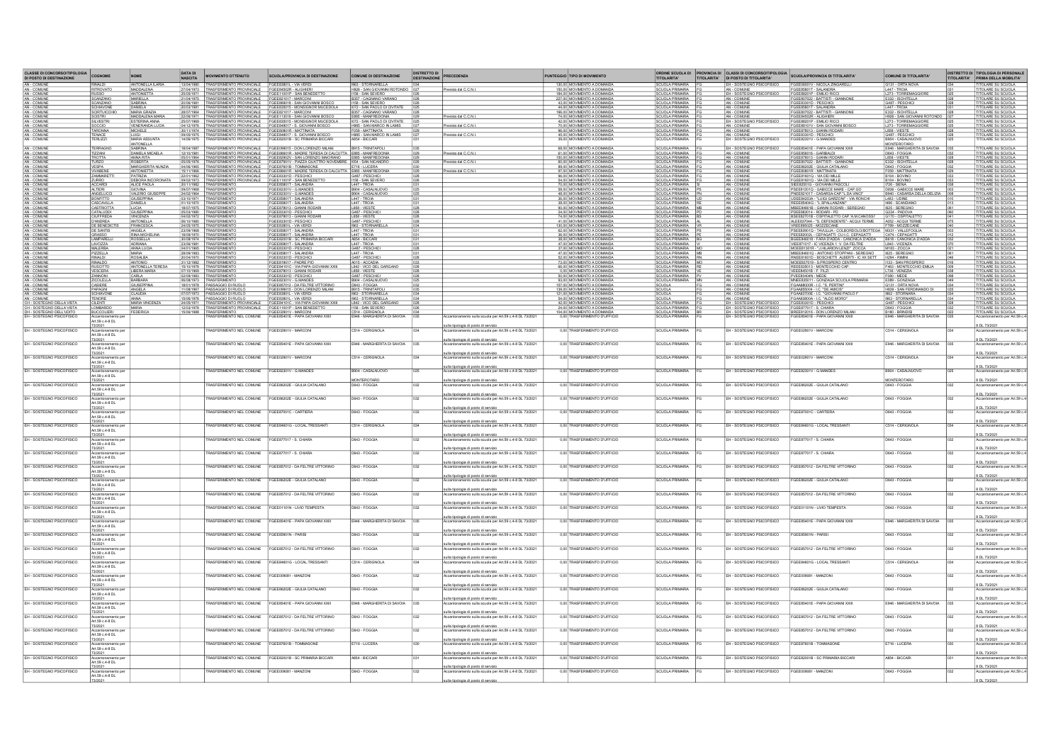| CLASSE DI CONCORSO/TIPOLOGIA DI POSTO DI DESTINAZIONE | COGNOME | NOME | DATA DI NASCITA | MOVIMENTO OTTENUTO | SCUOLA/PROVINCIA DI DESTINAZIONE | COMUNE DI DESTINAZIONE | DISTRETTO DI DESTINAZIONE | PRECEDENZA | PUNTEGGIO | TIPO DI MOVIMENTO | ORDINE SCUOLA DI TITOLARITA' | PROVINCIA DI TITOLARITA' | CLASSI DI CONCORSO/TIPOLOGIA DI POSTO DI TITOLARITA' | SCUOLA/PROVINCIA DI TITOLARITA' | COMUNE DI TITOLARITA' | DISTRETTO DI TITOLARITA' | TIPOLOGIA DI PERSONALE PRIMA DELLA MOBILITA' |
|---|---|---|---|---|---|---|---|---|---|---|---|---|---|---|---|---|---|
| AN - COMUNE | RINALDI | ANTONELLA ILARIA | 13/04/1980 | TRASFERIMENTO PROVINCIALE | FGEE03800L - VIA VERDI | I962 - STORNARELLA | 034 | | 120,00 | MOVIMENTO A DOMANDA | SCUOLA PRIMARIA | FG | EH - SOSTEGNO PSICOFISICO | FGEE00601V - NICOLA ZINGARELLI | G131 - ORTA NOVA | 034 | TITOLARE SU SCUOLA |
| AN - COMUNE | RITROVATO | MADDALENA | 27/04/1973 | TRASFERIMENTO PROVINCIALE | FGEE04502R - ALIGHIERI | H926 - SAN GIOVANNI ROTONDO | 027 | Prevista dal C.C.N.I. | 150,00 | MOVIMENTO A DOMANDA | SCUOLA PRIMARIA | FG | AN - COMUNE | FGEE05801T - SALANDRA | L447 - TROIA | 031 | TITOLARE SU SCUOLA |
| AN - COMUNE | RUSSO | ANTONIETTA | 25/05/1971 | TRASFERIMENTO PROVINCIALE | FGEE11001P - SAN BENEDETTO | I158 - SAN SEVERO | 026 | | 184,00 | MOVIMENTO A DOMANDA | SCUOLA PRIMARIA | FG | EH - SOSTEGNO PSICOFISICO | FGEE00201F - EMILIO RICCI | L273 - TORREMAGGIORE | 025 | TITOLARE SU SCUOLA |
| AN - COMUNE | SCARZANO | MARIELLA | 21/04/1975 | TRASFERIMENTO PROVINCIALE | FGEE02101T - MARCONI | B357 - CAGNANO VARANO | 028 | | 227,00 | MOVIMENTO A DOMANDA | SCUOLA PRIMARIA | FG | AN - COMUNE | FGEE07022 - BATTISTI - GIANNONE | E332 - ISCHITELLA | 028 | TITOLARE SU SCUOLA |
| AN - COMUNE | SCARZANO | SABRINA | 20/06/1981 | TRASFERIMENTO PROVINCIALE | FGEE099018 - SAN GIOVANNI BOSCO | I158 - SAN SEVERO | 026 | | 43,00 | MOVIMENTO A DOMANDA | SCUOLA PRIMARIA | FG | AN - COMUNE | FGEE03301D - PESCHICI | G487 - PESCHICI | 028 | TITOLARE SU SCUOLA |
| AN - COMUNE | SCHIAVONE | DANIELA | 20/03/1981 | TRASFERIMENTO PROVINCIALE | FGEE03501S - MONSIGNOR MUCEDOLA | I072 - SAN PAOLO DI CIVITATE | 025 | | 44,00 | MOVIMENTO A DOMANDA | SCUOLA PRIMARIA | FG | AN - COMUNE | FGEE05801T - SALANDRA | L447 - TROIA | 031 | TITOLARE SU SCUOLA |
| AN - COMUNE | SCIRTUCCHIO | MARIA GRAZIA | 28/07/1964 | TRASFERIMENTO PROVINCIALE | FGEE02101T - MARCONI | B357 - CAGNANO VARANO | 028 | | 196,00 | MOVIMENTO A DOMANDA | SCUOLA PRIMARIA | FG | AN - COMUNE | FGEE07022 - BATTISTI - GIANNONE | E332 - ISCHITELLA | 028 | TITOLARE SU SCUOLA |
| AN - COMUNE | SCISTRI | MADDALENA MARIA | 22/08/1971 | TRASFERIMENTO PROVINCIALE | FGEE11301E - SAN GIOVANNI BOSCO | E885 - MANFREDONIA | 029 | Prevista dal C.C.N.I. | 74,00 | MOVIMENTO A DOMANDA | SCUOLA PRIMARIA | FG | AN - COMUNE | FGEE04502R - ALIGHIERI | H926 - SAN GIOVANNI ROTONDO | 027 | TITOLARE SU SCUOLA |
| AN - COMUNE | SILVESTRI | ESTERINA ANNA | 25/07/1969 | TRASFERIMENTO PROVINCIALE | FGEE03501S - MONSIGNOR MUCEDOLA | I072 - SAN PAOLO DI CIVITATE | 025 | | 42,00 | MOVIMENTO A DOMANDA | SCUOLA PRIMARIA | FG | EH - SOSTEGNO PSICOFISICO | FGEE00201F - EMILIO RICCI | L273 - TORREMAGGIORE | 025 | TITOLARE SU SCUOLA |
| AN - COMUNE | SOCCIO | VENERANDA LUCIA | 04/12/1976 | TRASFERIMENTO PROVINCIALE | FGEE04801T - S. GIOVANNI BOSCO | H985 - SAN MARCO IN LAMIS | 027 | Prevista dal C.C.N.I. | 70,00 | MOVIMENTO A DOMANDA | SCUOLA PRIMARIA | FG | AN - COMUNE | FGEE00101V - SAN GIOVANNI BOSCO | L273 - TORREMAGGIORE | 025 | TITOLARE SU SCUOLA |
| AN - COMUNE | TARONNA | MICHELE | 30/11/1974 | TRASFERIMENTO PROVINCIALE | FGEE00801R - MATTINATA | F059 - MATTINATA | 029 | | 96,00 | MOVIMENTO A DOMANDA | SCUOLA PRIMARIA | FG | AN - COMUNE | FGEE078013 - GIANNI RODARI | L858 - VIESTE | 028 | TITOLARE SU SCUOLA |
| AN - COMUNE | TENACE | LUIGI | 09/05/1975 | TRASFERIMENTO PROVINCIALE | FGEE04801T - S. GIOVANNI BOSCO | H985 - SAN MARCO IN LAMIS | 027 | Prevista dal C.C.N.I. | 45,00 | MOVIMENTO A DOMANDA | SCUOLA PRIMARIA | FG | AN - COMUNE | FGEE03301D - PESCHICI | G487 - PESCHICI | 028 | TITOLARE SU SCUOLA |
| AN - COMUNE | TERLIZZI | MARIA ASSUNTA ANTONELLA | 14/08/1975 | TRASFERIMENTO PROVINCIALE | FGEE02001B - SC.PRIMARIA BICCARI | A854 - BICCARI | 031 | | 39,00 | MOVIMENTO A DOMANDA | SCUOLA PRIMARIA | FG | EH - SOSTEGNO PSICOFISICO | FGEE02301V - G.MANDES | B904 - CASALNUOVO MONTEROTARO | 025 | TITOLARE SU SCUOLA |
| AN - COMUNE | TERRIGNO | SABRINA | 18/04/1987 | TRASFERIMENTO PROVINCIALE | FGEE09901S - DON LORENZO MILANI | B915 - TRINITAPOLI | 035 | | 68,00 | MOVIMENTO A DOMANDA | SCUOLA PRIMARIA | FG | EH - SOSTEGNO PSICOFISICO | FGEE05401E - PAPA GIOVANNI XXIII | E946 - MARGHERITA DI SAVOIA | 035 | TITOLARE SU SCUOLA |
| AN - COMUNE | TIZZANI | DANIELA MICAELA | 12/10/1981 | TRASFERIMENTO PROVINCIALE | FGEE06601R - MADRE TERESA DI CALCUTTA | E885 - MANFREDONIA | 029 | Prevista dal C.C.N.I. | 61,00 | MOVIMENTO A DOMANDA | SCUOLA PRIMARIA | FG | AN - COMUNE | FGEE06016 - GARIBALDI | D643 - FOGGIA | 032 | TITOLARE SU SCUOLA |
| AN - COMUNE | TROTTA | ANNA RITA | 05/01/1964 | TRASFERIMENTO PROVINCIALE | FGEE02902V - SAN LORENZO MAIORANO | E885 - MANFREDONIA | 029 | | 150,00 | MOVIMENTO A DOMANDA | SCUOLA PRIMARIA | FG | AN - COMUNE | FGEE078013 - GIANNI RODARI | L858 - VIESTE | 028 | TITOLARE SU SCUOLA |
| AN - COMUNE | TURZO | ROBERTA | 05/05/1976 | TRASFERIMENTO PROVINCIALE | FGEE07901V - PIAZZA QUATTRO NOVEMBRE | I054 - SAN NICANDRO | 028 | Prevista dal C.C.N.I. | 80,00 | MOVIMENTO A DOMANDA | SCUOLA PRIMARIA | FG | AN - COMUNE | FGEE07022 - BATTISTI - GIANNONE | E332 - ISCHITELLA | 028 | TITOLARE SU SCUOLA |
| AN - COMUNE | VESPA | MARGHERITA NUNZIA | 04/06/1965 | TRASFERIMENTO PROVINCIALE | FGEE07601B - TOMMASONE | E716 - LUCERA | 030 | | 89,00 | MOVIMENTO A DOMANDA | SCUOLA PRIMARIA | FG | AN - COMUNE | FGEE06202E - GIULIA CATALANO | D643 - FOGGIA | 032 | TITOLARE SU SCUOLA |
| AN - COMUNE | VIVABENE | ANTONIETTA | 15/11/1966 | TRASFERIMENTO PROVINCIALE | FGEE06601R - MADRE TERESA DI CALCUTTA | E885 - MANFREDONIA | 029 | Prevista dal C.C.N.I. | 97,00 | MOVIMENTO A DOMANDA | SCUOLA PRIMARIA | FG | AN - COMUNE | FGEE00801R - MATTINATA | F059 - MATTINATA | 029 | TITOLARE SU SCUOLA |
| AN - COMUNE | ZAMMARETTI | PATRIZIA | 22/01/1962 | TRASFERIMENTO PROVINCIALE | FGEE03301D - PESCHICI | G487 - PESCHICI | 028 | | 96,00 | MOVIMENTO A DOMANDA | SCUOLA PRIMARIA | FG | AN - COMUNE | FGEE01601Q - VIA DEI MILLE | B104 - BOVINO | 033 | TITOLARE SU SCUOLA |
| AN - COMUNE | ZURRO | DEBORA INCORONATA | 09/03/1973 | TRASFERIMENTO PROVINCIALE | FGEE11001P - SAN BENEDETTO | I158 - SAN SEVERO | 026 | | 54,00 | MOVIMENTO A DOMANDA | SCUOLA PRIMARIA | FG | AN - COMUNE | FGEE01601Q - VIA DEI MILLE | B104 - BOVINO | 033 | TITOLARE SU SCUOLA |
| AN - COMUNE | ACCARDI | ALICE PAOLA | 20/11/1982 | TRASFERIMENTO | FGEE05801T - SALANDRA | L447 - TROIA | 031 | | 70,00 | MOVIMENTO A DOMANDA | SCUOLA PRIMARIA | SI | AN - COMUNE | SIEE82501G - GIOVANNI PASCOLI | I726 - SIENA | 038 | TITOLARE SU SCUOLA |
| AN - COMUNE | ALTIERI | GIOVINA | 09/07/1968 | TRASFERIMENTO | FGEE02301V - G.MANDES | B904 - CASALNUOVO MONTEROTARO | 025 | | 58,00 | MOVIMENTO A DOMANDA | SCUOLA PRIMARIA | PS | AN - COMUNE | PSEE12010 - GABICCE MARE - CAP.GO | D836 - GABICCE MARE | 003 | TITOLARE SU SCUOLA |
| AN - COMUNE | ANGELUCCI | VALERIO GIUSEPPE | 24/02/1964 | TRASFERIMENTO | FGEE02301V - G.MANDES | B904 - CASALNUOVO MONTEROTARO | 025 | | 48,00 | MOVIMENTO A DOMANDA | SCUOLA PRIMARIA | RN | AN - COMUNE | RNEE07017 - CATTOLICA CAP. "L.DA VINCI" | C357 - CATTOLICA | 103 | TITOLARE SU SCUOLA |
| AN - COMUNE | BONITO | GIUSEPPINA | 03/10/1971 | TRASFERIMENTO | FGEE05801T - SALANDRA | L447 - TROIA | 031 | | 26,00 | MOVIMENTO A DOMANDA | SCUOLA PRIMARIA | UD | AN - COMUNE | UDEE80203A - "LUIGI GARZONI" - VIA RONCHI | L483 - UDINE | 016 | TITOLARE SU SCUOLA |
| AN - COMUNE | CASCAVILLA | DANIELA | 21/10/1970 | TRASFERIMENTO | FGEE05801T - SALANDRA | L447 - TROIA | 031 | | 28,00 | MOVIMENTO A DOMANDA | SCUOLA PRIMARIA | RE | AN - COMUNE | REEE80404G - "L. SPALLANZANI" | I496 - SCANDIANO | 013 | TITOLARE SU SCUOLA |
| AN - COMUNE | CASTRIOTTA | LUCIA | 18/07/1975 | TRASFERIMENTO | FGEE078013 - GIANNI RODARI | L858 - VIESTE | 028 | | 30,00 | MOVIMENTO A DOMANDA | SCUOLA PRIMARIA | MB | AN - COMUNE | MBEE86501B - GIANNI RODARI - SEREGNO | I625 - SEREGNO | 061 | TITOLARE SU SCUOLA |
| AN - COMUNE | CATALUDDI | GIUSEPPINA | 05/03/1980 | TRASFERIMENTO | FGEE03301D - PESCHICI | G487 - PESCHICI | 028 | | 24,00 | MOVIMENTO A DOMANDA | SCUOLA PRIMARIA | PD | AN - COMUNE | PDEE88301A - RODARI - PD | G224 - PADOVA | 060 | TITOLARE SU SCUOLA |
| AN - COMUNE | CIUFFREDA | VINCENZA | 04/02/1972 | TRASFERIMENTO | FGEE078013 - GIANNI RODARI | L858 - VIESTE | 028 | | 74,00 | MOVIMENTO A DOMANDA | SCUOLA PRIMARIA | BS | AN - COMUNE | BSEE82701B - OSPITALETTO CAP. M.MCANOSSI | G170 - OSPITALETTO | 041 | TITOLARE SU SCUOLA |
| AN - COMUNE | D'ANDREA | ANTONELLA | 06/10/1980 | TRASFERIMENTO | FGEE03301D - PESCHICI | G487 - PESCHICI | 028 | | 28,00 | MOVIMENTO A DOMANDA | SCUOLA PRIMARIA | AL | AN - COMUNE | ALEE83704A - "S. DEFENDENTE" - ACQUI TERME | A052 - ACQUI TERME | 075 | TITOLARE SU SCUOLA |
| AN - COMUNE | DE BENEDICTIS | FRANCESCA | 24/05/1975 | TRASFERIMENTO | FGEE03801L - VIA VERDI | I962 - STORNARELLA | 034 | | 130,00 | MOVIMENTO A DOMANDA | SCUOLA PRIMARIA | VR | AN - COMUNE | VREE88502 - MOZZECANE | F789 - MOZZECANE | 040 | TITOLARE SU SCUOLA |
| AN - COMUNE | DE SANTIS | ANGELA | 23/08/1968 | TRASFERIMENTO | FGEE05801T - SALANDRA | L447 - TROIA | 031 | | 62,00 | MOVIMENTO A DOMANDA | SCUOLA PRIMARIA | PS | AN - COMUNE | PSEE83901Q - TAVULLIA - COLBORDOLO/BOTTEGA | M331 - VALLEFOGLIA | 003 | TITOLARE SU SCUOLA |
| AN - COMUNE | GRASSO | RINA MICHELINA | 18/09/1970 | TRASFERIMENTO | FGEE05801T - SALANDRA | L447 - TROIA | 031 | | 36,00 | MOVIMENTO A DOMANDA | SCUOLA PRIMARIA | PE | AN - COMUNE | PEEE83000L - CEPAGATTI - CU.C. CEPAGATTI | C474 - CEPAGATTI | 012 | TITOLARE SU SCUOLA |
| AN - COMUNE | LAMPARELLI | ROSSELLA | 30/08/1974 | TRASFERIMENTO | FGEE02001B - SC.PRIMARIA BICCARI | A854 - BICCARI | 031 | | 38,00 | MOVIMENTO A DOMANDA | SCUOLA PRIMARIA | BG | AN - COMUNE | BGEE86401 - FARA D'ADDA - CANONICA D'ADDA | B618 - CANONICA D'ADDA | 032 | TITOLARE SU SCUOLA |
| AN - COMUNE | LAVIZZA | ADRIANA | 23/06/1981 | TRASFERIMENTO | FGEE05801T - SALANDRA | L447 - TROIA | 031 | | 47,00 | MOVIMENTO A DOMANDA | SCUOLA PRIMARIA | VI | AN - COMUNE | VIEE871017 - IC VICENZA 1 ' V. DA FELTRE | L840 - VICENZA | 070 | TITOLARE SU SCUOLA |
| AN - COMUNE | MALERBA | ANNA LUCIA | 04/01/1983 | TRASFERIMENTO | FGEE03301D - PESCHICI | G487 - PESCHICI | 028 | | 27,00 | MOVIMENTO A DOMANDA | SCUOLA PRIMARIA | MO | AN - COMUNE | MOEE81001 - "G. MARCONI/COLLODI" - ZOCCA | M183 - ZOCCA | 016 | TITOLARE SU SCUOLA |
| AN - COMUNE | PIZZELLA | MARIA | 28/09/1963 | TRASFERIMENTO | FGEE05801T - SALANDRA | L447 - TROIA | 031 | | 47,00 | MOVIMENTO A DOMANDA | SCUOLA PRIMARIA | MB | AN - COMUNE | MBEE86501Q - ANTONIO STOPPANI - SEREGNO | I625 - SEREGNO | 061 | TITOLARE SU SCUOLA |
| AN - COMUNE | RINALDI | ROSALBA | 20/04/1970 | TRASFERIMENTO | FGEE03301D - PESCHICI | G487 - PESCHICI | 028 | | 52,00 | MOVIMENTO A DOMANDA | SCUOLA PRIMARIA | RN | AN - COMUNE | RNEE81601D - BOSCHETTI ALBERTI - IC XX SETT | H294 - RIMINI | 046 | TITOLARE SU SCUOLA |
| AN - COMUNE | RINALDO | ANTONIO | 31/12/1982 | TRASFERIMENTO | FGEE019017 - PADRE PIO | A015 - ACCADIA | 033 | | 73,00 | MOVIMENTO A DOMANDA | SCUOLA PRIMARIA | MO | AN - COMUNE | MOEE837019 - S.PROSPERO CENTRO | I133 - SAN PROSPERO | 016 | TITOLARE SU SCUOLA |
| AN - COMUNE | RUSCITTO | ANTONELLA TERESA | 15/10/1978 | TRASFERIMENTO | FGEE04101C - VIA PAPA GIOVANNI XXIII | L842 - VICO DEL GARGANO | 028 | | 66,00 | MOVIMENTO A DOMANDA | SCUOLA PRIMARIA | RE | AN - COMUNE | REEE835013 - MONTECCHIO CAP. | F463 - MONTECCHIO EMILIA | 009 | TITOLARE SU SCUOLA |
| AN - COMUNE | VESCERA | LIBERA MARIA | 27/10/1969 | TRASFERIMENTO | FGEE078013 - GIANNI RODARI | L858 - VIESTE | 028 | | 0,00 | MOVIMENTO A DOMANDA | SCUOLA PRIMARIA | VE | AN - COMUNE | VEEE85001B - F. FILZI | L736 - VENEZIA | 038 | TITOLARE SU SCUOLA |
| AN - COMUNE | ZANNONI | CARLA | 02/09/1983 | TRASFERIMENTO | FGEE03301D - PESCHICI | G487 - PESCHICI | 028 | | 50,00 | MOVIMENTO A DOMANDA | SCUOLA PRIMARIA | PV | AN - COMUNE | PVEE83404N - MEDE | F080 - MEDE | 068 | TITOLARE SU SCUOLA |
| AN - COMUNE | ZICOLELLA | BARBARA | 06/08/1973 | TRASFERIMENTO | FGEE02301V - G.MANDES | B904 - CASALNUOVO MONTEROTARO | 025 | | 93,00 | MOVIMENTO A DOMANDA | SCUOLA PRIMARIA | MN | AN - COMUNE | MNEE835011 - GONZAGA SCUOLA PRIMARIA | E089 - GONZAGA | 049 | TITOLARE SU SCUOLA |
| AN - COMUNE | CARBONE | GIUSEPPINA | 18/01/1978 | PASSAGGIO DI RUOLO | FGEE057012 - DA FELTRE VITTORINO | D643 - FOGGIA | 032 | | 157,00 | MOVIMENTO A DOMANDA | SCUOLA | FG | AN - COMUNE | FGAA80000R - I.C. "S. PERTINI" | G131 - ORTA NOVA | 034 | TITOLARE SU SCUOLA |
| AN - COMUNE | PAPAGNI | ANGELA | 11/08/1967 | PASSAGGIO DI RUOLO | FGEE09901S - DON LORENZO MILANI | B915 - TRINITAPOLI | 035 | | 139,00 | MOVIMENTO A DOMANDA | SCUOLA | FG | AN - COMUNE | FGAA855004 - I.C. "DE AMICIS" | H839 - SAN FERDINANDO DI PUGLIA | 035 | TITOLARE SU SCUOLA |
| AN - COMUNE | SCHIAVONE | CLAUDIA | 07/07/1973 | PASSAGGIO DI RUOLO | FGEE03801L - VIA VERDI | I962 - STORNARELLA | 034 | | 121,00 | MOVIMENTO A DOMANDA | SCUOLA | FG | AN - COMUNE | FGAA83700E - I.C. "GIOVANNI PAOLO I" | I962 - STORNARA | 034 | TITOLARE SU SCUOLA |
| AN - COMUNE | TENORE | ANNA | 15/06/1976 | PASSAGGIO DI RUOLO | FGEE03801L - VIA VERDI | I962 - STORNARELLA | 034 | | 104,00 | MOVIMENTO A DOMANDA | SCUOLA | FG | AN - COMUNE | FGAA83800A - I.C. "ALDO MORO" | I963 - STORNARELLA | 034 | TITOLARE SU SCUOLA |
| CH - SOSTEGNO DELLA VISTA | CILENTI | MARIA VINCENZA | 24/05/1971 | TRASFERIMENTO PROVINCIALE | FGEE04101C - VIA PAPA GIOVANNI XXIII | L842 - VICO DEL GARGANO | 028 | | 85,00 | MOVIMENTO A DOMANDA | SCUOLA PRIMARIA | FG | EH - SOSTEGNO PSICOFISICO | FGEE03301D - PESCHICI | G487 - PESCHICI | 028 | TITOLARE SU SCUOLA |
| CH - SOSTEGNO DELLA VISTA | LOMBARDO | MARIA | 12/03/1978 | TRASFERIMENTO PROVINCIALE | FGEE11001P - SAN BENEDETTO | I158 - SAN SEVERO | 026 | | 24,00 | MOVIMENTO A DOMANDA | SCUOLA PRIMARIA | FG | EH - SOSTEGNO PSICOFISICO | FGEE077017 - S. CHIARA | D643 - FOGGIA | 032 | TITOLARE SU SCUOLA |
| DH - SOSTEGNO DELL'UDITO | BUCCOLIERI | FEDERICA | 15/06/1986 | TRASFERIMENTO | FGEE02901V - MARCONI | C514 - CERIGNOLA | 034 | | 104,00 | MOVIMENTO A DOMANDA | SCUOLA PRIMARIA | BR | EH - SOSTEGNO PSICOFISICO | BREE812016 - DON LORENZO MILANI | B180 - BRINDISI | 022 | TITOLARE SU SCUOLA |
| EH - SOSTEGNO PSICOFISICO | Accantonamento per Art.59 c.4-8 DL 73/2021 | | | TRASFERIMENTO NEL COMUNE | FGEE05401E - PAPA GIOVANNI XXIII | E946 - MARGHERITA DI SAVOIA | 035 | Accantonamento sulla scuola per Art.59 c.4-8 DL 73/2021 sulla tipologia di posto di servizio | 0,00 | TRASFERIMENTO D'UFFICIO | SCUOLA PRIMARIA | FG | EH - SOSTEGNO PSICOFISICO | FGEE05401E - PAPA GIOVANNI XXIII | E946 - MARGHERITA DI SAVOIA | 035 | Accantonamento per Art.59 c.4-8 DL 73/2021 |
| EH - SOSTEGNO PSICOFISICO | Accantonamento per Art.59 c.4-8 DL 73/2021 | | | TRASFERIMENTO NEL COMUNE | FGEE02901V - MARCONI | C514 - CERIGNOLA | 034 | Accantonamento sulla scuola per Art.59 c.4-8 DL 73/2021 sulla tipologia di posto di servizio | 0,00 | TRASFERIMENTO D'UFFICIO | SCUOLA PRIMARIA | FG | EH - SOSTEGNO PSICOFISICO | FGEE02901V - MARCONI | C514 - CERIGNOLA | 034 | Accantonamento per Art.59 c.4-8 DL 73/2021 |
| EH - SOSTEGNO PSICOFISICO | Accantonamento per Art.59 c.4-8 DL 73/2021 | | | TRASFERIMENTO NEL COMUNE | FGEE05401E - PAPA GIOVANNI XXIII | E946 - MARGHERITA DI SAVOIA | 035 | Accantonamento sulla scuola per Art.59 c.4-8 DL 73/2021 sulla tipologia di posto di servizio | 0,00 | TRASFERIMENTO D'UFFICIO | SCUOLA PRIMARIA | FG | EH - SOSTEGNO PSICOFISICO | FGEE05401E - PAPA GIOVANNI XXIII | E946 - MARGHERITA DI SAVOIA | 035 | Accantonamento per Art.59 c.4-8 DL 73/2021 |
| EH - SOSTEGNO PSICOFISICO | Accantonamento per Art.59 c.4-8 DL 73/2021 | | | TRASFERIMENTO NEL COMUNE | FGEE02901V - MARCONI | C514 - CERIGNOLA | 034 | Accantonamento sulla scuola per Art.59 c.4-8 DL 73/2021 sulla tipologia di posto di servizio | 0,00 | TRASFERIMENTO D'UFFICIO | SCUOLA PRIMARIA | FG | EH - SOSTEGNO PSICOFISICO | FGEE02901V - MARCONI | C514 - CERIGNOLA | 034 | Accantonamento per Art.59 c.4-8 DL 73/2021 |
| EH - SOSTEGNO PSICOFISICO | Accantonamento per Art.59 c.4-8 DL 73/2021 | | | TRASFERIMENTO NEL COMUNE | FGEE02301V - G.MANDES | B904 - CASALNUOVO MONTEROTARO | 025 | Accantonamento sulla scuola per Art.59 c.4-8 DL 73/2021 sulla tipologia di posto di servizio | 0,00 | TRASFERIMENTO D'UFFICIO | SCUOLA PRIMARIA | FG | EH - SOSTEGNO PSICOFISICO | FGEE02301V - G.MANDES | B904 - CASALNUOVO MONTEROTARO | 025 | Accantonamento per Art.59 c.4-8 DL 73/2021 |
| EH - SOSTEGNO PSICOFISICO | Accantonamento per Art.59 c.4-8 DL 73/2021 | | | TRASFERIMENTO NEL COMUNE | FGEE06202E - GIULIA CATALANO | D643 - FOGGIA | 032 | Accantonamento sulla scuola per Art.59 c.4-8 DL 73/2021 sulla tipologia di posto di servizio | 0,00 | TRASFERIMENTO D'UFFICIO | SCUOLA PRIMARIA | FG | EH - SOSTEGNO PSICOFISICO | FGEE06202E - GIULIA CATALANO | D643 - FOGGIA | 032 | Accantonamento per Art.59 c.4-8 DL 73/2021 |
| EH - SOSTEGNO PSICOFISICO | Accantonamento per Art.59 c.4-8 DL 73/2021 | | | TRASFERIMENTO NEL COMUNE | FGEE06202E - GIULIA CATALANO | D643 - FOGGIA | 032 | Accantonamento sulla scuola per Art.59 c.4-8 DL 73/2021 sulla tipologia di posto di servizio | 0,00 | TRASFERIMENTO D'UFFICIO | SCUOLA PRIMARIA | FG | EH - SOSTEGNO PSICOFISICO | FGEE06202E - GIULIA CATALANO | D643 - FOGGIA | 032 | Accantonamento per Art.59 c.4-8 DL 73/2021 |
| EH - SOSTEGNO PSICOFISICO | Accantonamento per Art.59 c.4-8 DL 73/2021 | | | TRASFERIMENTO NEL COMUNE | FGEE07001C - CARTIERA | D643 - FOGGIA | 032 | Accantonamento sulla scuola per Art.59 c.4-8 DL 73/2021 sulla tipologia di posto di servizio | 0,00 | TRASFERIMENTO D'UFFICIO | SCUOLA PRIMARIA | FG | EH - SOSTEGNO PSICOFISICO | FGEE07001C - CARTIERA | D643 - FOGGIA | 032 | Accantonamento per Art.59 c.4-8 DL 73/2021 |
| EH - SOSTEGNO PSICOFISICO | Accantonamento per Art.59 c.4-8 DL 73/2021 | | | TRASFERIMENTO NEL COMUNE | FGEE04601G - LOCAL.TRESSANTI | C514 - CERIGNOLA | 034 | Accantonamento sulla scuola per Art.59 c.4-8 DL 73/2021 sulla tipologia di posto di servizio | 0,00 | TRASFERIMENTO D'UFFICIO | SCUOLA PRIMARIA | FG | EH - SOSTEGNO PSICOFISICO | FGEE04601G - LOCAL.TRESSANTI | C514 - CERIGNOLA | 034 | Accantonamento per Art.59 c.4-8 DL 73/2021 |
| EH - SOSTEGNO PSICOFISICO | Accantonamento per Art.59 c.4-8 DL 73/2021 | | | TRASFERIMENTO NEL COMUNE | FGEE077017 - S. CHIARA | D643 - FOGGIA | 032 | Accantonamento sulla scuola per Art.59 c.4-8 DL 73/2021 sulla tipologia di posto di servizio | 0,00 | TRASFERIMENTO D'UFFICIO | SCUOLA PRIMARIA | FG | EH - SOSTEGNO PSICOFISICO | FGEE077017 - S. CHIARA | D643 - FOGGIA | 032 | Accantonamento per Art.59 c.4-8 DL 73/2021 |
| EH - SOSTEGNO PSICOFISICO | Accantonamento per Art.59 c.4-8 DL 73/2021 | | | TRASFERIMENTO NEL COMUNE | FGEE077017 - S. CHIARA | D643 - FOGGIA | 032 | Accantonamento sulla scuola per Art.59 c.4-8 DL 73/2021 sulla tipologia di posto di servizio | 0,00 | TRASFERIMENTO D'UFFICIO | SCUOLA PRIMARIA | FG | EH - SOSTEGNO PSICOFISICO | FGEE077017 - S. CHIARA | D643 - FOGGIA | 032 | Accantonamento per Art.59 c.4-8 DL 73/2021 |
| EH - SOSTEGNO PSICOFISICO | Accantonamento per Art.59 c.4-8 DL 73/2021 | | | TRASFERIMENTO NEL COMUNE | FGEE057012 - DA FELTRE VITTORINO | D643 - FOGGIA | 032 | Accantonamento sulla scuola per Art.59 c.4-8 DL 73/2021 sulla tipologia di posto di servizio | 0,00 | TRASFERIMENTO D'UFFICIO | SCUOLA PRIMARIA | FG | EH - SOSTEGNO PSICOFISICO | FGEE057012 - DA FELTRE VITTORINO | D643 - FOGGIA | 032 | Accantonamento per Art.59 c.4-8 DL 73/2021 |
| EH - SOSTEGNO PSICOFISICO | Accantonamento per Art.59 c.4-8 DL 73/2021 | | | TRASFERIMENTO NEL COMUNE | FGEE06202E - GIULIA CATALANO | D643 - FOGGIA | 032 | Accantonamento sulla scuola per Art.59 c.4-8 DL 73/2021 sulla tipologia di posto di servizio | 0,00 | TRASFERIMENTO D'UFFICIO | SCUOLA PRIMARIA | FG | EH - SOSTEGNO PSICOFISICO | FGEE06202E - GIULIA CATALANO | D643 - FOGGIA | 032 | Accantonamento per Art.59 c.4-8 DL 73/2021 |
| EH - SOSTEGNO PSICOFISICO | Accantonamento per Art.59 c.4-8 DL 73/2021 | | | TRASFERIMENTO NEL COMUNE | FGEE057012 - DA FELTRE VITTORINO | D643 - FOGGIA | 032 | Accantonamento sulla scuola per Art.59 c.4-8 DL 73/2021 sulla tipologia di posto di servizio | 0,00 | TRASFERIMENTO D'UFFICIO | SCUOLA PRIMARIA | FG | EH - SOSTEGNO PSICOFISICO | FGEE057012 - DA FELTRE VITTORINO | D643 - FOGGIA | 032 | Accantonamento per Art.59 c.4-8 DL 73/2021 |
| EH - SOSTEGNO PSICOFISICO | Accantonamento per Art.59 c.4-8 DL 73/2021 | | | TRASFERIMENTO NEL COMUNE | FGEE01101N - LIVIO TEMPESTA | D643 - FOGGIA | 032 | Accantonamento sulla scuola per Art.59 c.4-8 DL 73/2021 sulla tipologia di posto di servizio | 0,00 | TRASFERIMENTO D'UFFICIO | SCUOLA PRIMARIA | FG | EH - SOSTEGNO PSICOFISICO | FGEE01101N - LIVIO TEMPESTA | D643 - FOGGIA | 032 | Accantonamento per Art.59 c.4-8 DL 73/2021 |
| EH - SOSTEGNO PSICOFISICO | Accantonamento per Art.59 c.4-8 DL 73/2021 | | | TRASFERIMENTO NEL COMUNE | FGEE05401E - PAPA GIOVANNI XXIII | E946 - MARGHERITA DI SAVOIA | 035 | Accantonamento sulla scuola per Art.59 c.4-8 DL 73/2021 sulla tipologia di posto di servizio | 0,00 | TRASFERIMENTO D'UFFICIO | SCUOLA PRIMARIA | FG | EH - SOSTEGNO PSICOFISICO | FGEE05401E - PAPA GIOVANNI XXIII | E946 - MARGHERITA DI SAVOIA | 035 | Accantonamento per Art.59 c.4-8 DL 73/2021 |
| EH - SOSTEGNO PSICOFISICO | Accantonamento per Art.59 c.4-8 DL 73/2021 | | | TRASFERIMENTO NEL COMUNE | FGEE00901N - PARISI | D643 - FOGGIA | 032 | Accantonamento sulla scuola per Art.59 c.4-8 DL 73/2021 sulla tipologia di posto di servizio | 0,00 | TRASFERIMENTO D'UFFICIO | SCUOLA PRIMARIA | FG | EH - SOSTEGNO PSICOFISICO | FGEE00901N - PARISI | D643 - FOGGIA | 032 | Accantonamento per Art.59 c.4-8 DL 73/2021 |
| EH - SOSTEGNO PSICOFISICO | Accantonamento per Art.59 c.4-8 DL 73/2021 | | | TRASFERIMENTO NEL COMUNE | FGEE057012 - DA FELTRE VITTORINO | D643 - FOGGIA | 032 | Accantonamento sulla scuola per Art.59 c.4-8 DL 73/2021 sulla tipologia di posto di servizio | 0,00 | TRASFERIMENTO D'UFFICIO | SCUOLA PRIMARIA | FG | EH - SOSTEGNO PSICOFISICO | FGEE057012 - DA FELTRE VITTORINO | D643 - FOGGIA | 032 | Accantonamento per Art.59 c.4-8 DL 73/2021 |
| EH - SOSTEGNO PSICOFISICO | Accantonamento per Art.59 c.4-8 DL 73/2021 | | | TRASFERIMENTO NEL COMUNE | FGEE04601G - LOCAL.TRESSANTI | C514 - CERIGNOLA | 034 | Accantonamento sulla scuola per Art.59 c.4-8 DL 73/2021 sulla tipologia di posto di servizio | 0,00 | TRASFERIMENTO D'UFFICIO | SCUOLA PRIMARIA | FG | EH - SOSTEGNO PSICOFISICO | FGEE04601G - LOCAL.TRESSANTI | C514 - CERIGNOLA | 034 | Accantonamento per Art.59 c.4-8 DL 73/2021 |
| EH - SOSTEGNO PSICOFISICO | Accantonamento per Art.59 c.4-8 DL 73/2021 | | | TRASFERIMENTO NEL COMUNE | FGEE009081 - MANZONI | D643 - FOGGIA | 032 | Accantonamento sulla scuola per Art.59 c.4-8 DL 73/2021 sulla tipologia di posto di servizio | 0,00 | TRASFERIMENTO D'UFFICIO | SCUOLA PRIMARIA | FG | EH - SOSTEGNO PSICOFISICO | FGEE009081 - MANZONI | D643 - FOGGIA | 032 | Accantonamento per Art.59 c.4-8 DL 73/2021 |
| EH - SOSTEGNO PSICOFISICO | Accantonamento per Art.59 c.4-8 DL 73/2021 | | | TRASFERIMENTO NEL COMUNE | FGEE06202E - GIULIA CATALANO | D643 - FOGGIA | 032 | Accantonamento sulla scuola per Art.59 c.4-8 DL 73/2021 sulla tipologia di posto di servizio | 0,00 | TRASFERIMENTO D'UFFICIO | SCUOLA PRIMARIA | FG | EH - SOSTEGNO PSICOFISICO | FGEE06202E - GIULIA CATALANO | D643 - FOGGIA | 032 | Accantonamento per Art.59 c.4-8 DL 73/2021 |
| EH - SOSTEGNO PSICOFISICO | Accantonamento per Art.59 c.4-8 DL 73/2021 | | | TRASFERIMENTO NEL COMUNE | FGEE05401E - PAPA GIOVANNI XXIII | E946 - MARGHERITA DI SAVOIA | 035 | Accantonamento sulla scuola per Art.59 c.4-8 DL 73/2021 sulla tipologia di posto di servizio | 0,00 | TRASFERIMENTO D'UFFICIO | SCUOLA PRIMARIA | FG | EH - SOSTEGNO PSICOFISICO | FGEE05401E - PAPA GIOVANNI XXIII | E946 - MARGHERITA DI SAVOIA | 035 | Accantonamento per Art.59 c.4-8 DL 73/2021 |
| EH - SOSTEGNO PSICOFISICO | Accantonamento per Art.59 c.4-8 DL 73/2021 | | | TRASFERIMENTO NEL COMUNE | FGEE057012 - DA FELTRE VITTORINO | D643 - FOGGIA | 032 | Accantonamento sulla scuola per Art.59 c.4-8 DL 73/2021 sulla tipologia di posto di servizio | 0,00 | TRASFERIMENTO D'UFFICIO | SCUOLA PRIMARIA | FG | EH - SOSTEGNO PSICOFISICO | FGEE057012 - DA FELTRE VITTORINO | D643 - FOGGIA | 032 | Accantonamento per Art.59 c.4-8 DL 73/2021 |
| EH - SOSTEGNO PSICOFISICO | Accantonamento per Art.59 c.4-8 DL 73/2021 | | | TRASFERIMENTO NEL COMUNE | FGEE057012 - DA FELTRE VITTORINO | D643 - FOGGIA | 032 | Accantonamento sulla scuola per Art.59 c.4-8 DL 73/2021 sulla tipologia di posto di servizio | 0,00 | TRASFERIMENTO D'UFFICIO | SCUOLA PRIMARIA | FG | EH - SOSTEGNO PSICOFISICO | FGEE057012 - DA FELTRE VITTORINO | D643 - FOGGIA | 032 | Accantonamento per Art.59 c.4-8 DL 73/2021 |
| EH - SOSTEGNO PSICOFISICO | Accantonamento per Art.59 c.4-8 DL 73/2021 | | | TRASFERIMENTO NEL COMUNE | FGEE07601B - TOMMASONE | E716 - LUCERA | 030 | Accantonamento sulla scuola per Art.59 c.4-8 DL 73/2021 sulla tipologia di posto di servizio | 0,00 | TRASFERIMENTO D'UFFICIO | SCUOLA PRIMARIA | FG | EH - SOSTEGNO PSICOFISICO | FGEE07601B - TOMMASONE | E716 - LUCERA | 030 | Accantonamento per Art.59 c.4-8 DL 73/2021 |
| EH - SOSTEGNO PSICOFISICO | Accantonamento per Art.59 c.4-8 DL 73/2021 | | | TRASFERIMENTO NEL COMUNE | FGEE02001B - SC.PRIMARIA BICCARI | A854 - BICCARI | 031 | Accantonamento sulla scuola per Art.59 c.4-8 DL 73/2021 sulla tipologia di posto di servizio | 0,00 | TRASFERIMENTO D'UFFICIO | SCUOLA PRIMARIA | FG | EH - SOSTEGNO PSICOFISICO | FGEE02001B - SC.PRIMARIA BICCARI | A854 - BICCARI | 031 | Accantonamento per Art.59 c.4-8 DL 73/2021 |
| EH - SOSTEGNO PSICOFISICO | Accantonamento per Art.59 c.4-8 DL 73/2021 | | | TRASFERIMENTO NEL COMUNE | FGEE009081 - MANZONI | D643 - FOGGIA | 032 | Accantonamento sulla scuola per Art.59 c.4-8 DL 73/2021 sulla tipologia di posto di servizio | 0,00 | TRASFERIMENTO D'UFFICIO | SCUOLA PRIMARIA | FG | EH - SOSTEGNO PSICOFISICO | FGEE009081 - MANZONI | D643 - FOGGIA | 032 | Accantonamento per Art.59 c.4-8 DL 73/2021 |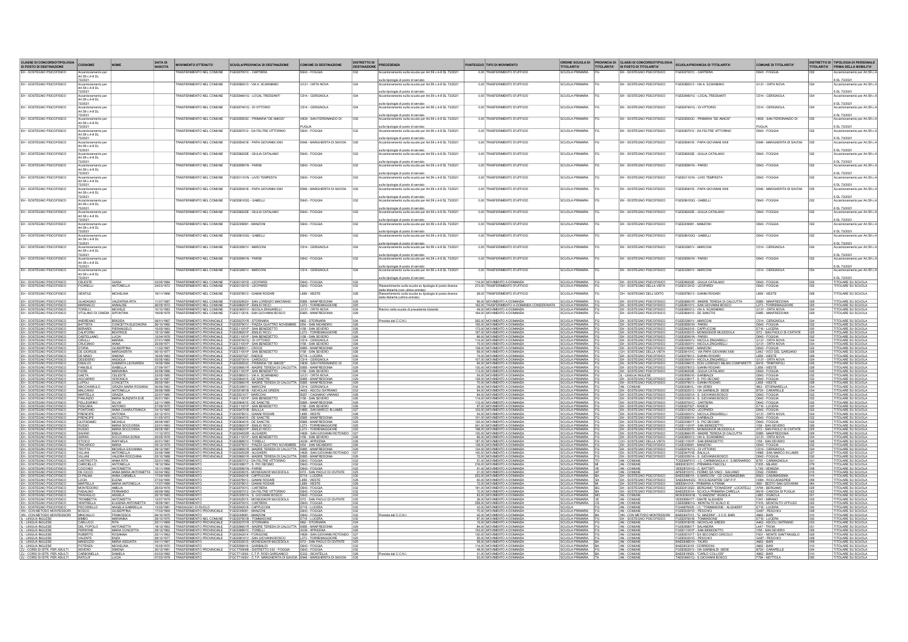| CLASSE DI CONCORSO/TIPOLOGIA DI POSTO DI DESTINAZIONE | COGNOME | NOME | DATA DI NASCITA | MOVIMENTO OTTENUTO | SCUOLA/PROVINCIA DI DESTINAZIONE | COMUNE DI DESTINAZIONE | DISTRETTO DI DESTINAZIONE | PRECEDENZA | PUNTEGGIO | TIPO DI MOVIMENTO | ORDINE SCUOLA DI TITOLARITA' | PROVINCIA DI TITOLARITA' | CLASSI DI CONCORSO/TIPOLOGIA DI POSTO DI TITOLARITA' | SCUOLA/PROVINCIA DI TITOLARITA' | COMUNE DI TITOLARITA' | DISTRETTO DI TITOLARITA' | TIPOLOGIA DI PERSONALE PRIMA DELLA MOBILITA' |
|---|---|---|---|---|---|---|---|---|---|---|---|---|---|---|---|---|---|
| EH - SOSTEGNO PSICOFISICO | Accantonamento per Art.59 c.4-8 DL 73/2021 | | | TRASFERIMENTO NEL COMUNE | FGEE87001C - CARTERIA | D643 - FOGGIA | 032 | Accantonamento sulla scuola per Art.59 c.4-8 DL 73/2021 sulla tipologia di posto di servizio | 0,00 | TRASFERIMENTO D'UFFICIO | SCUOLA PRIMARIA | FG | EH - SOSTEGNO PSICOFISICO | FGEE87001C - CARTERIA | D643 - FOGGIA | 032 | Accantonamento per Art.59 c.4-8 DL 73/2021 |
| EH - SOSTEGNO PSICOFISICO | Accantonamento per Art.59 c.4-8 DL 73/2021 | | | TRASFERIMENTO NEL COMUNE | FGEE880013 - VIA A. SCARABINO | G131 - ORTA NOVA | 034 | Accantonamento sulla scuola per Art.59 c.4-8 DL 73/2021 sulla tipologia di posto di servizio | 0,00 | TRASFERIMENTO D'UFFICIO | SCUOLA PRIMARIA | FG | EH - SOSTEGNO PSICOFISICO | FGEE880013 - VIA A. SCARABINO | G131 - ORTA NOVA | 034 | Accantonamento per Art.59 c.4-8 DL 73/2021 |
| EH - SOSTEGNO PSICOFISICO | Accantonamento per Art.59 c.4-8 DL 73/2021 | | | TRASFERIMENTO NEL COMUNE | FGEE84601G - LOCAL TRESSANTI | C514 - CERIGNOLA | 034 | Accantonamento sulla scuola per Art.59 c.4-8 DL 73/2021 sulla tipologia di posto di servizio | 0,00 | TRASFERIMENTO D'UFFICIO | SCUOLA PRIMARIA | FG | EH - SOSTEGNO PSICOFISICO | FGEE84601G - LOCAL TRESSANTI | C514 - CERIGNOLA | 034 | Accantonamento per Art.59 c.4-8 DL 73/2021 |
| EH - SOSTEGNO PSICOFISICO | Accantonamento per Art.59 c.4-8 DL 73/2021 | | | TRASFERIMENTO NEL COMUNE | FGEE87401Q - DI VITTORIO | C514 - CERIGNOLA | 034 | Accantonamento sulla scuola per Art.59 c.4-8 DL 73/2021 sulla tipologia di posto di servizio | 0,00 | TRASFERIMENTO D'UFFICIO | SCUOLA PRIMARIA | FG | EH - SOSTEGNO PSICOFISICO | FGEE87401Q - DI VITTORIO | C514 - CERIGNOLA | 034 | Accantonamento per Art.59 c.4-8 DL 73/2021 |
| EH - SOSTEGNO PSICOFISICO | Accantonamento per Art.59 c.4-8 DL 73/2021 | | | TRASFERIMENTO NEL COMUNE | FGEE85503C - PRIMARIA "DE AMICIS" | H839 - SAN FERDINANDO DI PUGLIA | 035 | Accantonamento sulla scuola per Art.59 c.4-8 DL 73/2021 sulla tipologia di posto di servizio | 0,00 | TRASFERIMENTO D'UFFICIO | SCUOLA PRIMARIA | FG | EH - SOSTEGNO PSICOFISICO | FGEE85503C - PRIMARIA "DE AMICIS" | H839 - SAN FERDINANDO DI PUGLIA | 035 | Accantonamento per Art.59 c.4-8 DL 73/2021 |
| EH - SOSTEGNO PSICOFISICO | Accantonamento per Art.59 c.4-8 DL 73/2021 | | | TRASFERIMENTO NEL COMUNE | FGEE857012 - DA FELTRE VITTORINO | D643 - FOGGIA | 032 | Accantonamento sulla scuola per Art.59 c.4-8 DL 73/2021 sulla tipologia di posto di servizio | 0,00 | TRASFERIMENTO D'UFFICIO | SCUOLA PRIMARIA | FG | EH - SOSTEGNO PSICOFISICO | FGEE857012 - DA FELTRE VITTORINO | D643 - FOGGIA | 032 | Accantonamento per Art.59 c.4-8 DL 73/2021 |
| EH - SOSTEGNO PSICOFISICO | Accantonamento per Art.59 c.4-8 DL 73/2021 | | | TRASFERIMENTO NEL COMUNE | FGEE85401E - PAPA GIOVANNI XXIII | E946 - MARGHERITA DI SAVOIA | 035 | Accantonamento sulla scuola per Art.59 c.4-8 DL 73/2021 sulla tipologia di posto di servizio | 0,00 | TRASFERIMENTO D'UFFICIO | SCUOLA PRIMARIA | FG | EH - SOSTEGNO PSICOFISICO | FGEE85401E - PAPA GIOVANNI XXIII | E946 - MARGHERITA DI SAVOIA | 035 | Accantonamento per Art.59 c.4-8 DL 73/2021 |
| EH - SOSTEGNO PSICOFISICO | Accantonamento per Art.59 c.4-8 DL 73/2021 | | | TRASFERIMENTO NEL COMUNE | FGEE86202E - GIULIA CATALANO | D643 - FOGGIA | 032 | Accantonamento sulla scuola per Art.59 c.4-8 DL 73/2021 sulla tipologia di posto di servizio | 0,00 | TRASFERIMENTO D'UFFICIO | SCUOLA PRIMARIA | FG | EH - SOSTEGNO PSICOFISICO | FGEE86202E - GIULIA CATALANO | D643 - FOGGIA | 032 | Accantonamento per Art.59 c.4-8 DL 73/2021 |
| EH - SOSTEGNO PSICOFISICO | Accantonamento per Art.59 c.4-8 DL 73/2021 | | | TRASFERIMENTO NEL COMUNE | FGEE85901N - PARISI | D643 - FOGGIA | 032 | Accantonamento sulla scuola per Art.59 c.4-8 DL 73/2021 sulla tipologia di posto di servizio | 0,00 | TRASFERIMENTO D'UFFICIO | SCUOLA PRIMARIA | FG | EH - SOSTEGNO PSICOFISICO | FGEE85901N - PARISI | D643 - FOGGIA | 032 | Accantonamento per Art.59 c.4-8 DL 73/2021 |
| EH - SOSTEGNO PSICOFISICO | Accantonamento per Art.59 c.4-8 DL 73/2021 | | | TRASFERIMENTO NEL COMUNE | FGEE01101N - LIVIO TEMPESTA | D643 - FOGGIA | 032 | Accantonamento sulla scuola per Art.59 c.4-8 DL 73/2021 sulla tipologia di posto di servizio | 0,00 | TRASFERIMENTO D'UFFICIO | SCUOLA PRIMARIA | FG | EH - SOSTEGNO PSICOFISICO | FGEE01101N - LIVIO TEMPESTA | D643 - FOGGIA | 032 | Accantonamento per Art.59 c.4-8 DL 73/2021 |
| EH - SOSTEGNO PSICOFISICO | Accantonamento per Art.59 c.4-8 DL 73/2021 | | | TRASFERIMENTO NEL COMUNE | FGEE85401E - PAPA GIOVANNI XXIII | E946 - MARGHERITA DI SAVOIA | 035 | Accantonamento sulla scuola per Art.59 c.4-8 DL 73/2021 sulla tipologia di posto di servizio | 0,00 | TRASFERIMENTO D'UFFICIO | SCUOLA PRIMARIA | FG | EH - SOSTEGNO PSICOFISICO | FGEE85401E - PAPA GIOVANNI XXIII | E946 - MARGHERITA DI SAVOIA | 035 | Accantonamento per Art.59 c.4-8 DL 73/2021 |
| EH - SOSTEGNO PSICOFISICO | Accantonamento per Art.59 c.4-8 DL 73/2021 | | | TRASFERIMENTO NEL COMUNE | FGEE86103G - GABELLI | D643 - FOGGIA | 032 | Accantonamento sulla scuola per Art.59 c.4-8 DL 73/2021 sulla tipologia di posto di servizio | 0,00 | TRASFERIMENTO D'UFFICIO | SCUOLA PRIMARIA | FG | EH - SOSTEGNO PSICOFISICO | FGEE86103G - GABELLI | D643 - FOGGIA | 032 | Accantonamento per Art.59 c.4-8 DL 73/2021 |
| EH - SOSTEGNO PSICOFISICO | Accantonamento per Art.59 c.4-8 DL 73/2021 | | | TRASFERIMENTO NEL COMUNE | FGEE86202E - GIULIA CATALANO | D643 - FOGGIA | 032 | Accantonamento sulla scuola per Art.59 c.4-8 DL 73/2021 sulla tipologia di posto di servizio | 0,00 | TRASFERIMENTO D'UFFICIO | SCUOLA PRIMARIA | FG | EH - SOSTEGNO PSICOFISICO | FGEE86202E - GIULIA CATALANO | D643 - FOGGIA | 032 | Accantonamento per Art.59 c.4-8 DL 73/2021 |
| EH - SOSTEGNO PSICOFISICO | Accantonamento per Art.59 c.4-8 DL 73/2021 | | | TRASFERIMENTO NEL COMUNE | FGEE00901 - MANZONI | D643 - FOGGIA | 032 | Accantonamento sulla scuola per Art.59 c.4-8 DL 73/2021 sulla tipologia di posto di servizio | 0,00 | TRASFERIMENTO D'UFFICIO | SCUOLA PRIMARIA | FG | EH - SOSTEGNO PSICOFISICO | FGEE00901 - MANZONI | D643 - FOGGIA | 032 | Accantonamento per Art.59 c.4-8 DL 73/2021 |
| EH - SOSTEGNO PSICOFISICO | Accantonamento per Art.59 c.4-8 DL 73/2021 | | | TRASFERIMENTO NEL COMUNE | FGEE86103G - GABELLI | D643 - FOGGIA | 032 | Accantonamento sulla scuola per Art.59 c.4-8 DL 73/2021 sulla tipologia di posto di servizio | 0,00 | TRASFERIMENTO D'UFFICIO | SCUOLA PRIMARIA | FG | EH - SOSTEGNO PSICOFISICO | FGEE86103G - GABELLI | D643 - FOGGIA | 032 | Accantonamento per Art.59 c.4-8 DL 73/2021 |
| EH - SOSTEGNO PSICOFISICO | Accantonamento per Art.59 c.4-8 DL 73/2021 | | | TRASFERIMENTO NEL COMUNE | FGEE02901V - MARCONI | C514 - CERIGNOLA | 034 | Accantonamento sulla scuola per Art.59 c.4-8 DL 73/2021 sulla tipologia di posto di servizio | 0,00 | TRASFERIMENTO D'UFFICIO | SCUOLA PRIMARIA | FG | EH - SOSTEGNO PSICOFISICO | FGEE02901V - MARCONI | C514 - CERIGNOLA | 034 | Accantonamento per Art.59 c.4-8 DL 73/2021 |
| EH - SOSTEGNO PSICOFISICO | Accantonamento per Art.59 c.4-8 DL 73/2021 | | | TRASFERIMENTO NEL COMUNE | FGEE85901N - PARISI | D643 - FOGGIA | 032 | Accantonamento sulla scuola per Art.59 c.4-8 DL 73/2021 sulla tipologia di posto di servizio | 0,00 | TRASFERIMENTO D'UFFICIO | SCUOLA PRIMARIA | FG | EH - SOSTEGNO PSICOFISICO | FGEE85901N - PARISI | D643 - FOGGIA | 032 | Accantonamento per Art.59 c.4-8 DL 73/2021 |
| EH - SOSTEGNO PSICOFISICO | Accantonamento per Art.59 c.4-8 DL 73/2021 | | | TRASFERIMENTO NEL COMUNE | FGEE02901V - MARCONI | C514 - CERIGNOLA | 034 | Accantonamento sulla scuola per Art.59 c.4-8 DL 73/2021 sulla tipologia di posto di servizio | 0,00 | TRASFERIMENTO D'UFFICIO | SCUOLA PRIMARIA | FG | EH - SOSTEGNO PSICOFISICO | FGEE02901V - MARCONI | C514 - CERIGNOLA | 034 | Accantonamento per Art.59 c.4-8 DL 73/2021 |
| EH - SOSTEGNO PSICOFISICO | CELESTE | GIADA | 03/05/1984 | TRASFERIMENTO NEL COMUNE | FGEE01201D - LEOPARDI | D643 - FOGGIA | 032 | | 114,00 | MOVIMENTO A DOMANDA | SCUOLA PRIMARIA | FG | EH - SOSTEGNO PSICOFISICO | FGEE86202E - GIULIA CATALANO | D643 - FOGGIA | 032 | TITOLARE SU SCUOLA |
| EH - SOSTEGNO PSICOFISICO | FALCIELLI | ANTONELLA | 24/03/1972 | TRASFERIMENTO NEL COMUNE | FGEE01201D - LEOPARDI | D643 - FOGGIA | 032 | Riassorbimento sulla scuola su tipologia di posto diversa dalla titolarità (non ultimo entrato) | 273,00 | MOVIMENTO A DOMANDA | SCUOLA PRIMARIA | FG | CH - SOSTEGNO DELLA VISTA | FGEE01201D - LEOPARDI | D643 - FOGGIA | 032 | TITOLARE SU SCUOLA |
| EH - SOSTEGNO PSICOFISICO | GENTILE | MICHELINA | 19/11/1968 | TRASFERIMENTO NEL COMUNE | FGEE878013 - GIANNI RODARI | L858 - VIESTE | 028 | Riassorbimento sulla scuola su tipologia di posto diversa dalla titolarità (ultimo entrato) | 28,00 | MOVIMENTO A DOMANDA | SCUOLA PRIMARIA | FG | DH - SOSTEGNO DELL'UDITO | FGEE878013 - GIANNI RODARI | L858 - VIESTE | 028 | TITOLARE SU SCUOLA |
| EH - SOSTEGNO PSICOFISICO | GUADAGNO | VALENTINA RITA | 11/07/1987 | TRASFERIMENTO NEL COMUNE | FGEE86302V - SAN LORENZO MAIORANO | E885 - MANFREDONIA | 029 | | 96,00 | MOVIMENTO A DOMANDA | SCUOLA PRIMARIA | FG | EH - SOSTEGNO PSICOFISICO | FGEE86601R - MADRE TERESA DI CALCUTTA | E885 - MANFREDONIA | 029 | TITOLARE SU SCUOLA |
| EH - SOSTEGNO PSICOFISICO | MARINACCI | ANNALISE | 26/05/1972 | TRASFERIMENTO NEL COMUNE | FGEE88201P - EMILIO RICCI | L273 - TORREMAGGIORE | 025 | | 162,00 | TRASFERIMENTO A DOMANDA CONDIZIONATA | SCUOLA PRIMARIA | FG | EH - SOSTEGNO PSICOFISICO | FGEE86101V - SAN GIOVANNI BOSCO | L273 - TORREMAGGIORE | 025 | TITOLARE SU SCUOLA |
| EH - SOSTEGNO PSICOFISICO | TORELLI | MICHELE | 10/10/1983 | TRASFERIMENTO NEL COMUNE | FGEE86001V - NICOLA ZINGARELLI | G131 - ORTA NOVA | 034 | Rientro nella scuola di precedente titolarità | 49,00 | MOVIMENTO A DOMANDA | SCUOLA PRIMARIA | FG | EH - SOSTEGNO PSICOFISICO | FGEE880013 - VIA A. SCARABINO | G131 - ORTA NOVA | 034 | TITOLARE SU SCUOLA |
| EH - SOSTEGNO PSICOFISICO | VITULANO | SIPONTINA | 19/08/1979 | TRASFERIMENTO NEL COMUNE | FGEE113016 - SAN GIOVANNI BOSCO | E885 - MANFREDONIA | 029 | | 164,00 | MOVIMENTO A DOMANDA | SCUOLA PRIMARIA | FG | EH - SOSTEGNO PSICOFISICO | FGEE864015 - DE SANCTIS | E885 - MANFREDONIA | 029 | TITOLARE SU SCUOLA |
| EH - SOSTEGNO PSICOFISICO | ANDREANO | BRIGIDA | 08/01/1967 | TRASFERIMENTO PROVINCIALE | FGEE83701R - STORNARA | I962 - STORNARA | 034 | Prevista dal C.C.N.I. | 262,00 | MOVIMENTO A DOMANDA | SCUOLA PRIMARIA | FG | EH - SOSTEGNO PSICOFISICO | FGEE02901V - MARCONI | C514 - CERIGNOLA | 034 | TITOLARE SU SCUOLA |
| EH - SOSTEGNO PSICOFISICO | BATTISTA | CONCETTA ELEONORA | 26/10/1980 | TRASFERIMENTO PROVINCIALE | FGEE87901V - PIAZZA QUATTRO NOVEMBRE | I054 - SAN NICANDRO | 026 | | 155,00 | MOVIMENTO A DOMANDA | SCUOLA PRIMARIA | FG | EH - SOSTEGNO PSICOFISICO | FGEE85901N - PARISI | D643 - FOGGIA | 032 | TITOLARE SU SCUOLA |
| EH - SOSTEGNO PSICOFISICO | BERARDI | PIERANGELO | 15/05/1983 | TRASFERIMENTO PROVINCIALE | FGEE11001P - SAN BENEDETTO | I158 - SAN SEVERO | 026 | | 173,00 | MOVIMENTO A DOMANDA | SCUOLA PRIMARIA | FG | EH - SOSTEGNO PSICOFISICO | FGEE84201B - CAPPUCCINI | E716 - LUCERA | 030 | TITOLARE SU SCUOLA |
| EH - SOSTEGNO PSICOFISICO | CALIFORNI | BEATRICE | 15/12/1980 | TRASFERIMENTO PROVINCIALE | FGEE88201P - EMILIO RICCI | L273 - TORREMAGGIORE | 025 | | 167,00 | MOVIMENTO A DOMANDA | SCUOLA PRIMARIA | FG | EH - SOSTEGNO PSICOFISICO | FGEE835015 - MONSIGNOR MUCEDOLA | I072 - SAN PAOLO DI CIVITATE | 025 | TITOLARE SU SCUOLA |
| EH - SOSTEGNO PSICOFISICO | CASTELLANO | LUCIA | 12/06/1978 | TRASFERIMENTO PROVINCIALE | FGEE11001P - SAN BENEDETTO | I158 - SAN SEVERO | 026 | | 96,00 | MOVIMENTO A DOMANDA | SCUOLA PRIMARIA | FG | EH - SOSTEGNO PSICOFISICO | FGEE85901N - PARISI | D643 - FOGGIA | 032 | TITOLARE SU SCUOLA |
| EH - SOSTEGNO PSICOFISICO | CIRULLI | MARINA | 27/01/1989 | TRASFERIMENTO PROVINCIALE | FGEE87401Q - DI VITTORIO | C514 - CERIGNOLA | 034 | | 114,00 | MOVIMENTO A DOMANDA | SCUOLA PRIMARIA | FG | EH - SOSTEGNO PSICOFISICO | FGEE86001V - NICOLA ZINGARELLI | G131 - ORTA NOVA | 034 | TITOLARE SU SCUOLA |
| EH - SOSTEGNO PSICOFISICO | CRUCIANO | ANNA | 25/09/1971 | TRASFERIMENTO PROVINCIALE | FGEE11001P - SAN BENEDETTO | I158 - SAN SEVERO | 026 | | 75,00 | MOVIMENTO A DOMANDA | SCUOLA PRIMARIA | FG | EH - SOSTEGNO PSICOFISICO | FGEE86001V - NICOLA ZINGARELLI | G131 - ORTA NOVA | 034 | TITOLARE SU SCUOLA |
| EH - SOSTEGNO PSICOFISICO | D'ORIA | GIUSEPPINA | 11/02/1987 | TRASFERIMENTO PROVINCIALE | FGEE86501 - CROCE | E885 - MANFREDONIA | 029 | | 128,00 | MOVIMENTO A DOMANDA | SCUOLA PRIMARIA | FG | EH - SOSTEGNO PSICOFISICO | FGEE00901 - MANZONI | D643 - FOGGIA | 032 | TITOLARE SU SCUOLA |
| EH - SOSTEGNO PSICOFISICO | DE GIORGIS | MARGHERITA | 06/10/1971 | TRASFERIMENTO PROVINCIALE | FGEE11001P - SAN BENEDETTO | I158 - SAN SEVERO | 026 | | 98,00 | MOVIMENTO A DOMANDA | SCUOLA PRIMARIA | FG | EH - SOSTEGNO PSICOFISICO | FGEE86101C - VIA PAPA GIOVANNI XXIII | L842 - VICO DEL GARGANO | 028 | TITOLARE SU SCUOLA |
| EH - SOSTEGNO PSICOFISICO | DE MAIO | SIMONA | 16/05/1983 | TRASFERIMENTO PROVINCIALE | FGEE82702T - RADICE | E716 - LUCERA | 030 | | 74,00 | MOVIMENTO A DOMANDA | SCUOLA PRIMARIA | FG | EH - SOSTEGNO PSICOFISICO | FGEE878013 - GIANNI RODARI | L858 - VIESTE | 028 | TITOLARE SU SCUOLA |
| EH - SOSTEGNO PSICOFISICO | DESIDERIO | ANGIOLA | 05/08/1983 | TRASFERIMENTO PROVINCIALE | FGEE87301X - CARDUCCI | C514 - CERIGNOLA | 034 | | 127,00 | MOVIMENTO A DOMANDA | SCUOLA PRIMARIA | FG | EH - SOSTEGNO PSICOFISICO | FGEE86001V - NICOLA ZINGARELLI | G131 - ORTA NOVA | 034 | TITOLARE SU SCUOLA |
| EH - SOSTEGNO PSICOFISICO | DISALVO | SAMANTA LEONARDA | 14/08/1984 | TRASFERIMENTO PROVINCIALE | FGEE85503C - PRIMARIA "DE AMICIS" | H839 - SAN FERDINANDO DI | 035 | | 94,00 | MOVIMENTO A DOMANDA | SCUOLA PRIMARIA | FG | EH - SOSTEGNO PSICOFISICO | FGEE866015 - DON LORENZO MILANI COMPARETTI | B915 - TRINITAPOLI | 035 | TITOLARE SU SCUOLA |
| EH - SOSTEGNO PSICOFISICO | FANUELE | ISABELLA | 27/09/1977 | TRASFERIMENTO PROVINCIALE | FGEE86601R - MADRE TERESA DI CALCUTTA | E885 - MANFREDONIA | 029 | | 130,00 | MOVIMENTO A DOMANDA | SCUOLA PRIMARIA | FG | EH - SOSTEGNO PSICOFISICO | FGEE878013 - GIANNI RODARI | L858 - VIESTE | 028 | TITOLARE SU SCUOLA |
| EH - SOSTEGNO PSICOFISICO | FIORE | MARIANNA | 25/08/1986 | TRASFERIMENTO PROVINCIALE | FGEE11001P - SAN BENEDETTO | I158 - SAN SEVERO | 026 | | 113,00 | MOVIMENTO A DOMANDA | SCUOLA PRIMARIA | FG | EH - SOSTEGNO PSICOFISICO | FGEE86202E - GIULIA CATALANO | D643 - FOGGIA | 032 | TITOLARE SU SCUOLA |
| EH - SOSTEGNO PSICOFISICO | GAETA | CELESTE | 23/05/1980 | TRASFERIMENTO PROVINCIALE | FGEE880013 - VIA A. SCARABINO | G131 - ORTA NOVA | 034 | | 54,00 | MOVIMENTO A DOMANDA | SCUOLA PRIMARIA | FG | IL - LINGUA INGLESE | FGEE85016 - GARIBALDI | D643 - FOGGIA | 032 | TITOLARE SU SCUOLA |
| EH - SOSTEGNO PSICOFISICO | IACCARINO | VERONICA | 26/10/1987 | TRASFERIMENTO PROVINCIALE | FGEE864015 - DE SANCTIS | E885 - MANFREDONIA | 029 | | 128,00 | MOVIMENTO A DOMANDA | SCUOLA PRIMARIA | FG | EH - SOSTEGNO PSICOFISICO | FGEE86601T - S. PIO DECIMO | D643 - FOGGIA | 032 | TITOLARE SU SCUOLA |
| EH - SOSTEGNO PSICOFISICO | LUPOLI | CONCETTA | 28/05/1981 | TRASFERIMENTO PROVINCIALE | FGEE86601R - MADRE TERESA DI CALCUTTA | E885 - MANFREDONIA | 029 | | 70,00 | MOVIMENTO A DOMANDA | SCUOLA PRIMARIA | FG | EH - SOSTEGNO PSICOFISICO | FGEE878013 - GIANNI RODARI | L858 - VIESTE | 028 | TITOLARE SU SCUOLA |
| EH - SOSTEGNO PSICOFISICO | MACCHIARULO | GRAZIA MARIA ROSARIA | 06/06/1983 | TRASFERIMENTO PROVINCIALE | FGEE02901V - MARCONI | C514 - CERIGNOLA | 034 | | 28,00 | MOVIMENTO A DOMANDA | SCUOLA PRIMARIA | FG | AN - COMUNE | FGEE8801L - VIA VERDI | I963 - STORNARELLA | 034 | TITOLARE SU SCUOLA |
| EH - SOSTEGNO PSICOFISICO | MALCANGI | ANTONELLA | 29/06/1989 | TRASFERIMENTO PROVINCIALE | FGEE81801B - NICHOLAS GREEN | A463 - ASCOLI SATRIANO | 033 | | 94,00 | MOVIMENTO A DOMANDA | SCUOLA PRIMARIA | FG | EH - SOSTEGNO PSICOFISICO | FGEE820313 - VIA GARIBALDI-DE SIENA | B724 - CARAPELLE | 034 | TITOLARE SU SCUOLA |
| EH - SOSTEGNO PSICOFISICO | MANTELLA | GRAZIA | 22/07/1985 | TRASFERIMENTO PROVINCIALE | FGEE82101Q - CAGNANO VARANO | B357 - CAGNANO VARANO | 028 | | 84,00 | MOVIMENTO A DOMANDA | SCUOLA PRIMARIA | FG | EH - SOSTEGNO PSICOFISICO | FGEE85014A - S. GIOVANNI BOSCO | D643 - FOGGIA | 032 | TITOLARE SU SCUOLA |
| EH - SOSTEGNO PSICOFISICO | PANZONE | MARIA NUNZIATA EVE | 04/01/1985 | TRASFERIMENTO PROVINCIALE | FGEE11001P - SAN BENEDETTO | I158 - SAN SEVERO | 026 | | 116,00 | MOVIMENTO A DOMANDA | SCUOLA PRIMARIA | FG | EH - SOSTEGNO PSICOFISICO | FGEE85014A - S. GIOVANNI BOSCO | D643 - FOGGIA | 032 | TITOLARE SU SCUOLA |
| EH - SOSTEGNO PSICOFISICO | PELLEGRINO | SILVIA | 23/11/1988 | TRASFERIMENTO PROVINCIALE | FGEE864015 - DE SANCTIS | E885 - MANFREDONIA | 029 | | 132,00 | MOVIMENTO A DOMANDA | SCUOLA PRIMARIA | FG | EH - SOSTEGNO PSICOFISICO | FGEE87001C - CARTERIA | D643 - FOGGIA | 032 | TITOLARE SU SCUOLA |
| EH - SOSTEGNO PSICOFISICO | PESCARA | ANTONIO | 27/08/1973 | TRASFERIMENTO PROVINCIALE | FGEE11001P - SAN BENEDETTO | I158 - SAN SEVERO | 026 | | 97,00 | MOVIMENTO A DOMANDA | SCUOLA PRIMARIA | FG | EH - SOSTEGNO PSICOFISICO | FGEE82702T - RADICE | E716 - LUCERA | 030 | TITOLARE SU SCUOLA |
| EH - SOSTEGNO PSICOFISICO | PONTONIO | ANNA CHIARA FRANCA | 04/10/1985 | TRASFERIMENTO PROVINCIALE | FGEE847018 - BALILLA | H985 - SAN MARCO IN LAMIS | 027 | | 103,00 | MOVIMENTO A DOMANDA | SCUOLA PRIMARIA | FG | EH - SOSTEGNO PSICOFISICO | FGEE01201D - LEOPARDI | D643 - FOGGIA | 032 | TITOLARE SU SCUOLA |
| EH - SOSTEGNO PSICOFISICO | PRENCIPE | ANTONIA | 22/12/1972 | TRASFERIMENTO PROVINCIALE | FGEE878013 - GIANNI RODARI | L858 - VIESTE | 028 | | 54,00 | MOVIMENTO A DOMANDA | SCUOLA PRIMARIA | FG | EH - SOSTEGNO PSICOFISICO | FGEE86001V - NICOLA ZINGARELLI | G131 - ORTA NOVA | 034 | TITOLARE SU SCUOLA |
| EH - SOSTEGNO PSICOFISICO | PRENCIPE | NICOLETTA | 01/05/1972 | TRASFERIMENTO PROVINCIALE | FGEE864015 - DE SANCTIS | E885 - MANFREDONIA | 029 | | 101,00 | MOVIMENTO A DOMANDA | SCUOLA PRIMARIA | FG | EH - SOSTEGNO PSICOFISICO | FGEE85016 - GARIBALDI | D643 - FOGGIA | 032 | TITOLARE SU SCUOLA |
| EH - SOSTEGNO PSICOFISICO | QUITADAMO | MICHELA | 29/08/1987 | TRASFERIMENTO PROVINCIALE | FGEE864015 - DE SANCTIS | E885 - MANFREDONIA | 029 | | 125,00 | MOVIMENTO A DOMANDA | SCUOLA PRIMARIA | FG | EH - SOSTEGNO PSICOFISICO | FGEE86601T - S. PIO DECIMO | D643 - FOGGIA | 032 | TITOLARE SU SCUOLA |
| EH - SOSTEGNO PSICOFISICO | RUSSO | MARIA SOCCORSA | 23/11/1963 | TRASFERIMENTO PROVINCIALE | FGEE88201P - EMILIO RICCI | L273 - TORREMAGGIORE | 025 | | 241,00 | MOVIMENTO A DOMANDA | SCUOLA PRIMARIA | FG | EH - SOSTEGNO PSICOFISICO | FGEE11001P - SAN BENEDETTO | I158 - SAN SEVERO | 026 | TITOLARE SU SCUOLA |
| EH - SOSTEGNO PSICOFISICO | RUSSO | MARIA SOCCORSA | 28/05/1981 | TRASFERIMENTO PROVINCIALE | FGEE88201P - EMILIO RICCI | L273 - TORREMAGGIORE | 025 | | 198,00 | MOVIMENTO A DOMANDA | SCUOLA PRIMARIA | FG | EH - SOSTEGNO PSICOFISICO | FGEE835015 - MONSIGNOR MUCEDOLA | I072 - SAN PAOLO DI CIVITATE | 025 | TITOLARE SU SCUOLA |
| EH - SOSTEGNO PSICOFISICO | SAVINO | EMILIA | 11/12/1972 | TRASFERIMENTO PROVINCIALE | FGEE84502R - ALIGHIERI | H926 - SAN GIOVANNI ROTONDO | 027 | | 130,00 | MOVIMENTO A DOMANDA | SCUOLA PRIMARIA | FG | EH - SOSTEGNO PSICOFISICO | FGEE86601R - MADRE TERESA DI CALCUTTA | E885 - MANFREDONIA | 029 | TITOLARE SU SCUOLA |
| EH - SOSTEGNO PSICOFISICO | SERRA | SOCCORSA SONIA | 20/05/1976 | TRASFERIMENTO PROVINCIALE | FGEE11001P - SAN BENEDETTO | I158 - SAN SEVERO | 026 | | 80,00 | MOVIMENTO A DOMANDA | SCUOLA PRIMARIA | FG | EH - SOSTEGNO PSICOFISICO | FGEE880013 - VIA A. SCARABINO | G131 - ORTA NOVA | 034 | TITOLARE SU SCUOLA |
| EH - SOSTEGNO PSICOFISICO | STOICO | RAFFAELA | 30/01/1981 | TRASFERIMENTO PROVINCIALE | FGEE86801C - TORELLI | A339 - APRICENA | 026 | | 187,00 | MOVIMENTO A DOMANDA | SCUOLA PRIMARIA | FG | CH - SOSTEGNO DELLA VISTA | FGEE11001P - SAN BENEDETTO | I158 - SAN SEVERO | 026 | TITOLARE SU SCUOLA |
| EH - SOSTEGNO PSICOFISICO | TROIANO | MARIA | 15/12/1979 | TRASFERIMENTO PROVINCIALE | FGEE87901V - PIAZZA QUATTRO NOVEMBRE | I054 - SAN NICANDRO | 026 | | 128,00 | MOVIMENTO A DOMANDA | SCUOLA PRIMARIA | FG | EH - SOSTEGNO PSICOFISICO | FGEE00901 - MANZONI | D643 - FOGGIA | 032 | TITOLARE SU SCUOLA |
| EH - SOSTEGNO PSICOFISICO | TROTTA | MICHELA GIOVANNA | 29/12/1987 | TRASFERIMENTO PROVINCIALE | FGEE86601R - MADRE TERESA DI CALCUTTA | E885 - MANFREDONIA | 029 | | 124,00 | MOVIMENTO A DOMANDA | SCUOLA PRIMARIA | FG | EH - SOSTEGNO PSICOFISICO | FGEE87401Q - DI VITTORIO | C514 - CERIGNOLA | 034 | TITOLARE SU SCUOLA |
| EH - SOSTEGNO PSICOFISICO | VILLANI | ANTONELLA | 22/06/1988 | TRASFERIMENTO PROVINCIALE | FGEE84502R - ALIGHIERI | H926 - SAN GIOVANNI ROTONDO | 027 | | 140,00 | MOVIMENTO A DOMANDA | SCUOLA PRIMARIA | FG | EH - SOSTEGNO PSICOFISICO | FGEE847018 - BALILLA | H985 - SAN MARCO IN LAMIS | 027 | TITOLARE SU SCUOLA |
| EH - SOSTEGNO PSICOFISICO | VILLANI | VALERIA ROCCHINA | 05/10/1988 | TRASFERIMENTO PROVINCIALE | FGEE86601R - MADRE TERESA DI CALCUTTA | E885 - MANFREDONIA | 029 | | 72,00 | MOVIMENTO A DOMANDA | SCUOLA PRIMARIA | FG | EH - SOSTEGNO PSICOFISICO | FGEE85014A - S. GIOVANNI BOSCO | D643 - FOGGIA | 032 | TITOLARE SU SCUOLA |
| EH - SOSTEGNO PSICOFISICO | CASTRIOTTA | ANNA RITA | 22/01/1982 | TRASFERIMENTO INTERPROVINCIALE | FGEE857012 - DA FELTRE VITTORINO | D643 - FOGGIA | 032 | | 51,00 | MOVIMENTO A DOMANDA | SCUOLA PRIMARIA | TO | AN - COMUNE | TOEE8P01V - I.C. CARMAGNOLA II - S.BERNARDO | B791 - CARMAGNOLA | 031 | TITOLARE SU SCUOLA |
| EH - SOSTEGNO PSICOFISICO | CIARDIELLO | ANTONELLA | 18/12/1964 | TRASFERIMENTO INTERPROVINCIALE | FGEE86601T - S. PIO DECIMO | D643 - FOGGIA | 032 | | 216,00 | MOVIMENTO A DOMANDA | SCUOLA PRIMARIA | MI | AN - COMUNE | MIEE8C01C - PRIMARIA PASCOLI | F205 - MILANO | 079 | TITOLARE SU SCUOLA |
| EH - SOSTEGNO PSICOFISICO | COCONDI | ANTONIETTA | 15/11/1968 | TRASFERIMENTO INTERPROVINCIALE | FGEE85901N - PARISI | D643 - FOGGIA | 032 | | 51,00 | MOVIMENTO A DOMANDA | SCUOLA PRIMARIA | VE | AN - COMUNE | VEEE82201G - C. BATTISTI | L736 - VENEZIA | 038 | TITOLARE SU SCUOLA |
| EH - SOSTEGNO PSICOFISICO | DE CICCO | ANNA MARIA ANTONIETTA | 02/04/1962 | TRASFERIMENTO INTERPROVINCIALE | FGEE835015 - MONSIGNOR MUCEDOLA | I072 - SAN PAOLO DI CIVITATE | 025 | | 41,00 | MOVIMENTO A DOMANDA | SCUOLA PRIMARIA | AP | AN - COMUNE | APEE81001C - FERMO DA VINCI - SALVANO | D542 - FERMO | 015 | TITOLARE SU SCUOLA |
| EH - SOSTEGNO PSICOFISICO | DI PALMA | ANNA CARMELA | 17/04/1959 | TRASFERIMENTO INTERPROVINCIALE | FGEE84201B - CAPPUCCINI | E716 - LUCERA | 030 | | 253,00 | MOVIMENTO A DOMANDA | SCUOLA PRIMARIA | BA | AN - COMUNE | BAEE83801A - G.MARCONI - CD CASAMASSIMA | B923 - CASAMASSIMA | 014 | TITOLARE SU SCUOLA |
| EH - SOSTEGNO PSICOFISICO | LUCIA | ELENA | 27/03/1990 | TRASFERIMENTO INTERPROVINCIALE | FGEE878013 - GIANNI RODARI | L858 - VIESTE | 028 | | 60,00 | MOVIMENTO A DOMANDA | SCUOLA PRIMARIA | SA | AN - COMUNE | SAEE8AH02D - ROCCADASPIDE CAP.P.P | H394 - ROCCADASPIDE | 059 | TITOLARE SU SCUOLA |
| EH - SOSTEGNO PSICOFISICO | MARTELLA | MARIA ANTONELLA | 17/07/1989 | TRASFERIMENTO INTERPROVINCIALE | FGEE878013 - GIANNI RODARI | L858 - VIESTE | 028 | | 72,00 | MOVIMENTO A DOMANDA | SCUOLA PRIMARIA | MI | AN - COMUNE | MIEE8A101X - PRIMARIA A.FRANK | I690 - SESTO SAN GIOVANNI | 064 | TITOLARE SU SCUOLA |
| EH - SOSTEGNO PSICOFISICO | MONTEDORO | AMELIA | 28/03/1976 | TRASFERIMENTO INTERPROVINCIALE | FGEE87001C - CARTERIA | D643 - FOGGIA | 032 | | 181,00 | MOVIMENTO A DOMANDA | SCUOLA PRIMARIA | BG | AN - COMUNE | BGEE813022 - BERGAMO "DONADONI" - LOCATELLI | A794 - BERGAMO | 029 | TITOLARE SU SCUOLA |
| EH - SOSTEGNO PSICOFISICO | PADALINO | FERNANDO | 09/08/1982 | TRASFERIMENTO INTERPROVINCIALE | FGEE857012 - DA FELTRE VITTORINO | D643 - FOGGIA | 032 | | 72,00 | MOVIMENTO A DOMANDA | SCUOLA PRIMARIA | BA | AN - COMUNE | BAEE13014 - SCUOLA PRIMARIA CARELLA | B619 - CANOSA DI PUGLIA | 010 | TITOLARE SU SCUOLA |
| EH - SOSTEGNO PSICOFISICO | TRAVAGLIO | ANGELA | 25/10/1983 | TRASFERIMENTO INTERPROVINCIALE | FGEE85014A - S. GIOVANNI BOSCO | D643 - FOGGIA | 032 | | 83,00 | MOVIMENTO A DOMANDA | SCUOLA PRIMARIA | MO | AN - COMUNE | MOEE8B001 - "G.MAZZINI" VIGNOLA | L885 - VIGNOLA | 017 | TITOLARE SU SCUOLA |
| EH - SOSTEGNO PSICOFISICO | TROMBETTA | ANTONIETTA | 12/07/1979 | TRASFERIMENTO INTERPROVINCIALE | FGEE835015 - MONSIGNOR MUCEDOLA | I072 - SAN PAOLO DI CIVITATE | 025 | | 36,00 | MOVIMENTO A DOMANDA | SCUOLA PRIMARIA | VE | AN - COMUNE | VEEE85011T - DANTE ALIGHIERI | F241 - MIRANO | 035 | TITOLARE SU SCUOLA |
| EH - SOSTEGNO PSICOFISICO | VENTRELLA | EUGENIA ANTONIETTA | 18/09/1961 | TRASFERIMENTO INTERPROVINCIALE | FGEE87001C - CARTERIA | D643 - FOGGIA | 032 | | 258,00 | MOVIMENTO A DOMANDA | SCUOLA PRIMARIA | CS | AN - COMUNE | CSEE89012 - MONTALTO SCALO IC | F416 - MONTALTO UFFUGO | 022 | TITOLARE SU SCUOLA |
| EH - SOSTEGNO PSICOFISICO | PECORIELLO | ANGELA GABRIELLA | 13/03/1981 | PASSAGGIO DI RUOLO | FGEE842018 - CAPPUCCINI | E716 - LUCERA | 030 | | 43,00 | MOVIMENTO A DOMANDA | SCUOLA DELL'INFANZIA | FG | AN - COMUNE | FGAA876005 - I.C. "TOMMASONE - ALIGHIERI" | E716 - LUCERA | 030 | TITOLARE SU SCUOLA |
| HN - CON METODO MONTESSORI | BOSCO | GIUSEPPINA | 17/03/1969 | TRASFERIMENTO PROVINCIALE | FGEE00901 - MANZONI | D643 - FOGGIA | 032 | | 49,00 | MOVIMENTO A DOMANDA | SCUOLA PRIMARIA | FG | AN - COMUNE | FGEE83301D - PESCHICI | G487 - PESCHICI | 028 | TITOLARE SU SCUOLA |
| HN - CON METODO MONTESSORI | MINCHILLO | FRANCESCA | 06/10/1975 | TRASFERIMENTO INTERPROVINCIALE | FGEE00901 - MANZONI | D643 - FOGGIA | 032 | Prevista dal C.C.N.I. | 42,00 | MOVIMENTO A DOMANDA | SCUOLA PRIMARIA | BA | HN - CON METODO MONTESSORI | BAEE847013 - "G. MAZZINI" - 3.C.D. BARI | A662 - BARI | 010 | TITOLARE SU SCUOLA |
| IL - LINGUA INGLESE | BIMBO | MARIANNA | 28/10/1975 | TRASFERIMENTO NEL COMUNE | FGEE87801B - TOMMASONE | E716 - LUCERA | 030 | | 87,00 | MOVIMENTO A DOMANDA | SCUOLA PRIMARIA | FG | EH - SOSTEGNO PSICOFISICO | FGEE87801B - TOMMASONE | E716 - LUCERA | 030 | TITOLARE SU SCUOLA |
| IL - LINGUA INGLESE | CARLUCCI | RITA | 25/11/1969 | TRASFERIMENTO PROVINCIALE | FGEE83701R - STORNARA | I962 - STORNARA | 034 | | 75,00 | MOVIMENTO A DOMANDA | SCUOLA PRIMARIA | FG | AN - COMUNE | FGEE81801B - NICHOLAS GREEN | A463 - ASCOLI SATRIANO | 033 | TITOLARE SU SCUOLA |
| IL - LINGUA INGLESE | DEL POPOLO | ANTONIETTA | 18/12/1963 | TRASFERIMENTO PROVINCIALE | FGEE86601R - MADRE TERESA DI CALCUTTA | E885 - MANFREDONIA | 029 | | 84,00 | MOVIMENTO A DOMANDA | SCUOLA PRIMARIA | FG | AN - COMUNE | FGEE89301T - SALANDRA | L447 - TROIA | 031 | TITOLARE SU SCUOLA |
| IL - LINGUA INGLESE | PERRONE | MARIA CONCETTA | 08/12/1962 | TRASFERIMENTO PROVINCIALE | FGEE86801C - TORELLI | A339 - APRICENA | 026 | | 153,00 | MOVIMENTO A DOMANDA | SCUOLA PRIMARIA | FG | AN - COMUNE | FGEE11001P - SAN BENEDETTO | I158 - SAN SEVERO | 026 | TITOLARE SU SCUOLA |
| IL - LINGUA INGLESE | RUBERTO | ROSANNA | 25/11/1963 | TRASFERIMENTO PROVINCIALE | FGEE842014 - FORGIONE | H926 - SAN GIOVANNI ROTONDO | 027 | | 130,00 | MOVIMENTO A DOMANDA | SCUOLA PRIMARIA | FG | AN - COMUNE | FGEE0101T - EX SECONDO CIRCOLO | F631 - MONTE SANT'ANGELO | 029 | TITOLARE SU SCUOLA |
| IL - LINGUA INGLESE | VALENTE | ENZA | 28/10/1971 | TRASFERIMENTO PROVINCIALE | FGEE86101V - SAN GIOVANNI BOSCO | L273 - TORREMAGGIORE | 025 | | 55,00 | MOVIMENTO A DOMANDA | SCUOLA PRIMARIA | FG | AN - COMUNE | FGEE83301D - PESCHICI | G487 - PESCHICI | 028 | TITOLARE SU SCUOLA |
| IL - LINGUA INGLESE | SAVERIO | MARIA ASSUNTA | 04/11/1967 | TRASFERIMENTO PROVINCIALE | FGEE835015 - MONSIGNOR MUCEDOLA | I072 - SAN PAOLO DI CIVITATE | 025 | | 96,00 | MOVIMENTO A DOMANDA | SCUOLA PRIMARIA | FG | AN - COMUNE | FGEE86101C - VIA PAPA GIOVANNI XXIII | L842 - VICO DEL GARGANO | 028 | TITOLARE SU SCUOLA |
| IL - LINGUA INGLESE | POTENZA | MICHELINA | 15/05/1970 | TRASFERIMENTO INTERPROVINCIALE | FGEE85016 - GARIBALDI | D643 - FOGGIA | 032 | | 41,00 | MOVIMENTO A DOMANDA | SCUOLA PRIMARIA | BA | AN - COMUNE | BAEE83019 - CORRIDONI | A662 - BARI | 010 | TITOLARE SU SCUOLA |
| IL - LINGUA INGLESE | SEVERO | SIMONA | 30/12/1981 | TRASFERIMENTO PROVINCIALE | FGCT70800B - DISTRETTO 032 - FOGGIA | D643 - FOGGIA | 032 | | 49,00 | MOVIMENTO A DOMANDA | SCUOLA PRIMARIA | FG | AN - COMUNE | FGEE820313 - VIA GARIBALDI-DE SIENA | B724 - CARAPELLE | 034 | TITOLARE SU SCUOLA |
| ZJ - CORSI DI ISTR. PER ADULTI | CARBONELLA | DANIELA | 03/03/1982 | TRASFERIMENTO PROVINCIALE | FGCT713003 - C.T.P. RODI GARGANICO | E332 - ISCHITELLA | 028 | Prevista dal C.C.N.I. | 31,00 | MOVIMENTO A DOMANDA | SCUOLA PRIMARIA | BA | AN - COMUNE | BAEE81902X - "CARLO COLLODI" | A662 - BARI | 010 | TITOLARE SU SCUOLA |
| ZJ - CORSI DI ISTR. PER ADULTI | RATCLIF | LUCIA | 07/03/1976 | TRASFERIMENTO INTERPROVINCIALE | FGCT71400V - C.T.P. MARGHERITA DI SAVOIA | E946 - MARGHERITA DI SAVOIA | 035 | | 53,00 | MOVIMENTO A DOMANDA | SCUOLA PRIMARIA | TA | AN - COMUNE | TAEE08401Q - S.GIOVANNI BOSCO | F784 - MOTTOLA | 050 | TITOLARE SU SCUOLA |